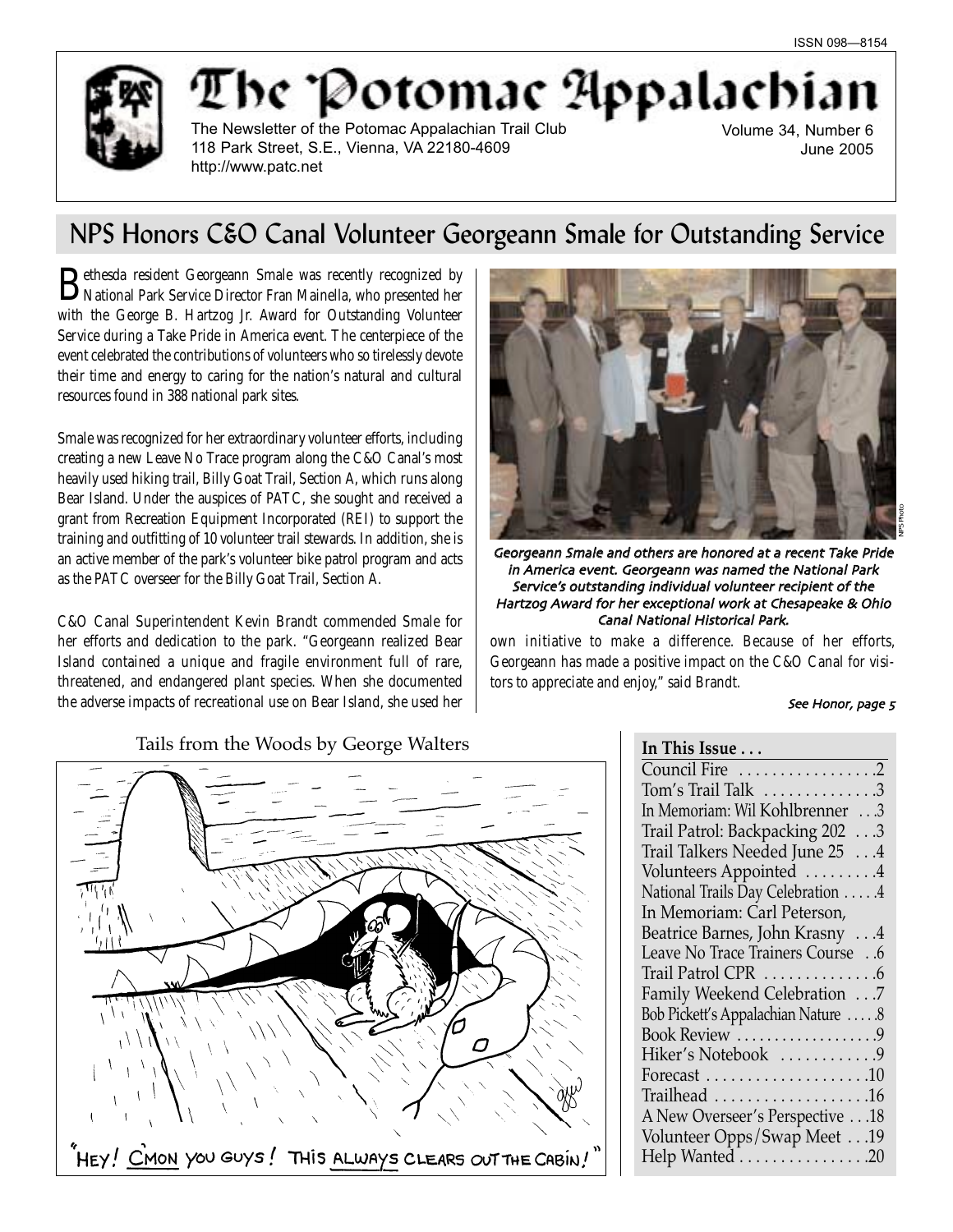ISSN 098—8154

# The Potomac Appalachian

The Newsletter of the Potomac Appalachian Trail Club
118 Park Street, S.E., Vienna, VA 22180-4609
http://www.patc.net

Volume 34, Number 6
June 2005

## NPS Honors C&O Canal Volunteer Georgeann Smale for Outstanding Service

Bethesda resident Georgeann Smale was recently recognized by National Park Service Director Fran Mainella, who presented her with the George B. Hartzog Jr. Award for Outstanding Volunteer Service during a Take Pride in America event. The centerpiece of the event celebrated the contributions of volunteers who so tirelessly devote their time and energy to caring for the nation's natural and cultural resources found in 388 national park sites.

Smale was recognized for her extraordinary volunteer efforts, including creating a new Leave No Trace program along the C&O Canal's most heavily used hiking trail, Billy Goat Trail, Section A, which runs along Bear Island. Under the auspices of PATC, she sought and received a grant from Recreation Equipment Incorporated (REI) to support the training and outfitting of 10 volunteer trail stewards. In addition, she is an active member of the park's volunteer bike patrol program and acts as the PATC overseer for the Billy Goat Trail, Section A.

C&O Canal Superintendent Kevin Brandt commended Smale for her efforts and dedication to the park. "Georgeann realized Bear Island contained a unique and fragile environment full of rare, threatened, and endangered plant species. When she documented the adverse impacts of recreational use on Bear Island, she used her own initiative to make a difference. Because of her efforts, Georgeann has made a positive impact on the C&O Canal for visitors to appreciate and enjoy," said Brandt.

NPS Photo

*Georgeann Smale and others are honored at a recent Take Pride in America event. Georgeann was named the National Park Service's outstanding individual volunteer recipient of the Hartzog Award for her exceptional work at Chesapeake & Ohio Canal National Historical Park.*

*See Honor, page 5*

Tails from the Woods by George Walters

"HEY! C'MON YOU GUYS! THIS ALWAYS CLEARS OUT THE CABIN!"

**In This Issue . . .**

| | |
|---|---|
| Council Fire | 2 |
| Tom's Trail Talk | 3 |
| In Memoriam: Wil Kohlbrenner | 3 |
| Trail Patrol: Backpacking 202 | 3 |
| Trail Talkers Needed June 25 | 4 |
| Volunteers Appointed | 4 |
| National Trails Day Celebration | 4 |
| In Memoriam: Carl Peterson, Beatrice Barnes, John Krasny | 4 |
| Leave No Trace Trainers Course | 6 |
| Trail Patrol CPR | 6 |
| Family Weekend Celebration | 7 |
| Bob Pickett's Appalachian Nature | 8 |
| Book Review | 9 |
| Hiker's Notebook | 9 |
| Forecast | 10 |
| Trailhead | 16 |
| A New Overseer's Perspective | 18 |
| Volunteer Opps/Swap Meet | 19 |
| Help Wanted | 20 |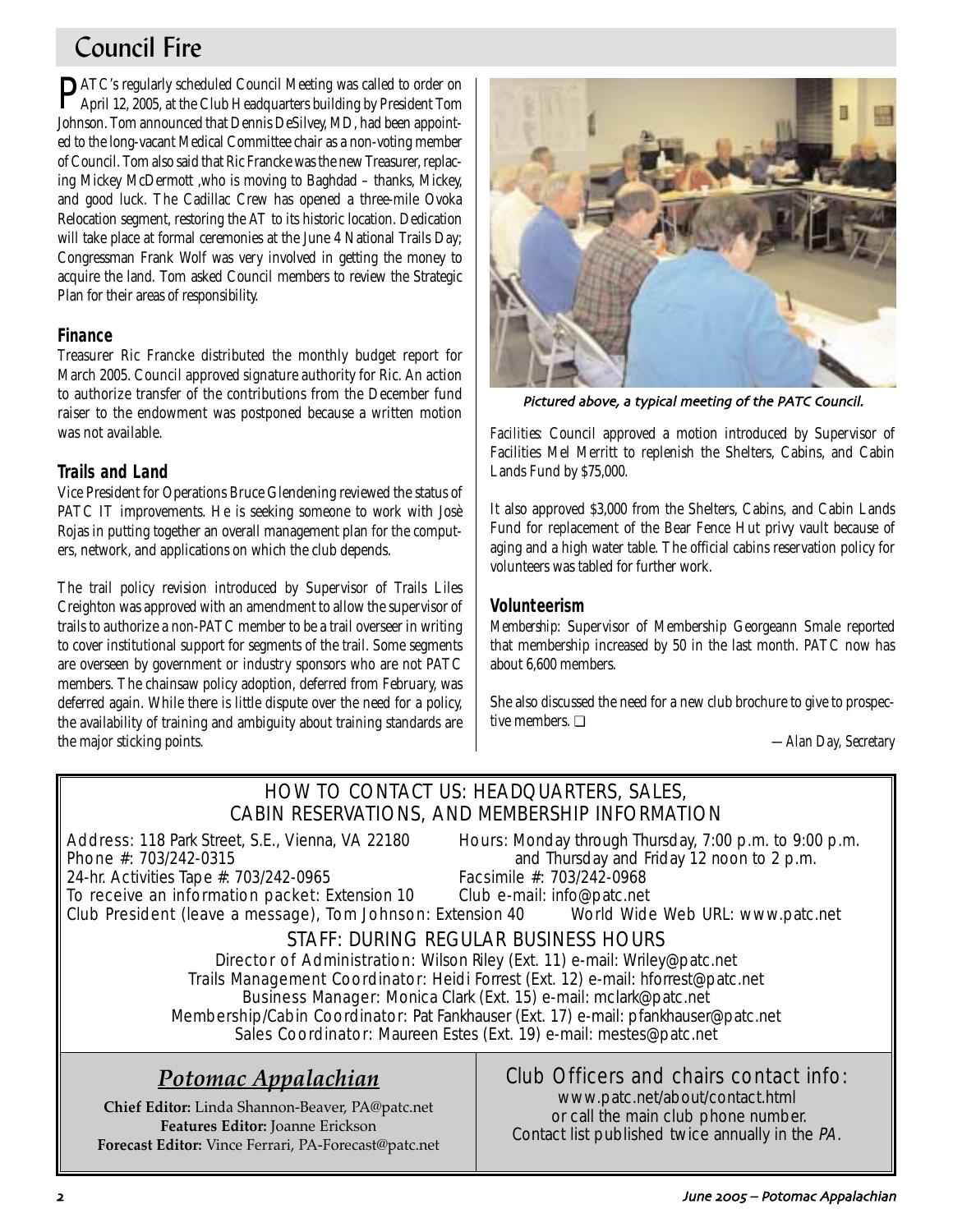# Council Fire

PATC's regularly scheduled Council Meeting was called to order on April 12, 2005, at the Club Headquarters building by President Tom Johnson. Tom announced that Dennis DeSilvey, MD, had been appointed to the long-vacant Medical Committee chair as a non-voting member of Council. Tom also said that Ric Francke was the new Treasurer, replacing Mickey McDermott ,who is moving to Baghdad – thanks, Mickey, and good luck. The Cadillac Crew has opened a three-mile Ovoka Relocation segment, restoring the AT to its historic location. Dedication will take place at formal ceremonies at the June 4 National Trails Day; Congressman Frank Wolf was very involved in getting the money to acquire the land. Tom asked Council members to review the Strategic Plan for their areas of responsibility.

### Finance

Treasurer Ric Francke distributed the monthly budget report for March 2005. Council approved signature authority for Ric. An action to authorize transfer of the contributions from the December fund raiser to the endowment was postponed because a written motion was not available.

### Trails and Land

Vice President for Operations Bruce Glendening reviewed the status of PATC IT improvements. He is seeking someone to work with Josè Rojas in putting together an overall management plan for the computers, network, and applications on which the club depends.

The trail policy revision introduced by Supervisor of Trails Liles Creighton was approved with an amendment to allow the supervisor of trails to authorize a non-PATC member to be a trail overseer in writing to cover institutional support for segments of the trail. Some segments are overseen by government or industry sponsors who are not PATC members. The chainsaw policy adoption, deferred from February, was deferred again. While there is little dispute over the need for a policy, the availability of training and ambiguity about training standards are the major sticking points.

*Pictured above, a typical meeting of the PATC Council.*

*Facilities:* Council approved a motion introduced by Supervisor of Facilities Mel Merritt to replenish the Shelters, Cabins, and Cabin Lands Fund by $75,000.

It also approved $3,000 from the Shelters, Cabins, and Cabin Lands Fund for replacement of the Bear Fence Hut privy vault because of aging and a high water table. The official cabins reservation policy for volunteers was tabled for further work.

### Volunteerism

*Membership:* Supervisor of Membership Georgeann Smale reported that membership increased by 50 in the last month. PATC now has about 6,600 members.

She also discussed the need for a new club brochure to give to prospective members. ❑

*—Alan Day, Secretary*

---

## HOW TO CONTACT US: HEADQUARTERS, SALES, CABIN RESERVATIONS, AND MEMBERSHIP INFORMATION

Address: 118 Park Street, S.E., Vienna, VA 22180
Phone #: 703/242-0315
24-hr. Activities Tape #: 703/242-0965
To receive an information packet: Extension 10
Club President (leave a message), Tom Johnson: Extension 40

Hours: Monday through Thursday, 7:00 p.m. to 9:00 p.m. and Thursday and Friday 12 noon to 2 p.m.
Facsimile #: 703/242-0968
Club e-mail: info@patc.net
World Wide Web URL: www.patc.net

### STAFF: DURING REGULAR BUSINESS HOURS

Director of Administration: Wilson Riley (Ext. 11) e-mail: Wriley@patc.net
Trails Management Coordinator: Heidi Forrest (Ext. 12) e-mail: hforrest@patc.net
Business Manager: Monica Clark (Ext. 15) e-mail: mclark@patc.net
Membership/Cabin Coordinator: Pat Fankhauser (Ext. 17) e-mail: pfankhauser@patc.net
Sales Coordinator: Maureen Estes (Ext. 19) e-mail: mestes@patc.net

## *Potomac Appalachian*

**Chief Editor:** Linda Shannon-Beaver, PA@patc.net
**Features Editor:** Joanne Erickson
**Forecast Editor:** Vince Ferrari, PA-Forecast@patc.net

### Club Officers and chairs contact info:

www.patc.net/about/contact.html
or call the main club phone number.
Contact list published twice annually in the *PA*.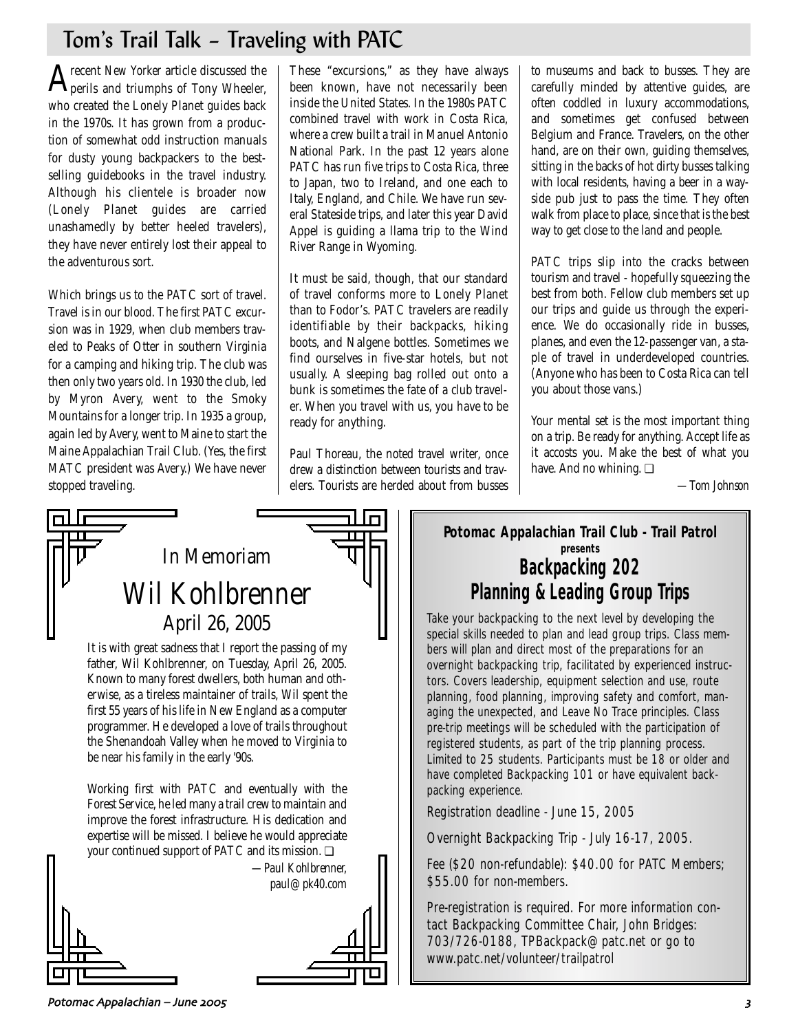# Tom's Trail Talk – Traveling with PATC

A recent *New Yorker* article discussed the perils and triumphs of Tony Wheeler, who created the Lonely Planet guides back in the 1970s. It has grown from a production of somewhat odd instruction manuals for dusty young backpackers to the best-selling guidebooks in the travel industry. Although his clientele is broader now (Lonely Planet guides are carried unashamedly by better heeled travelers), they have never entirely lost their appeal to the adventurous sort.

Which brings us to the PATC sort of travel. Travel is in our blood. The first PATC excursion was in 1929, when club members traveled to Peaks of Otter in southern Virginia for a camping and hiking trip. The club was then only two years old. In 1930 the club, led by Myron Avery, went to the Smoky Mountains for a longer trip. In 1935 a group, again led by Avery, went to Maine to start the Maine Appalachian Trail Club. (Yes, the first MATC president was Avery.) We have never stopped traveling.

These "excursions," as they have always been known, have not necessarily been inside the United States. In the 1980s PATC combined travel with work in Costa Rica, where a crew built a trail in Manuel Antonio National Park. In the past 12 years alone PATC has run five trips to Costa Rica, three to Japan, two to Ireland, and one each to Italy, England, and Chile. We have run several Stateside trips, and later this year David Appel is guiding a llama trip to the Wind River Range in Wyoming.

It must be said, though, that our standard of travel conforms more to Lonely Planet than to Fodor's. PATC travelers are readily identifiable by their backpacks, hiking boots, and Nalgene bottles. Sometimes we find ourselves in five-star hotels, but not usually. A sleeping bag rolled out onto a bunk is sometimes the fate of a club traveler. When you travel with us, you have to be ready for anything.

Paul Thoreau, the noted travel writer, once drew a distinction between tourists and travelers. Tourists are herded about from busses to museums and back to busses. They are carefully minded by attentive guides, are often coddled in luxury accommodations, and sometimes get confused between Belgium and France. Travelers, on the other hand, are on their own, guiding themselves, sitting in the backs of hot dirty busses talking with local residents, having a beer in a wayside pub just to pass the time. They often walk from place to place, since that is the best way to get close to the land and people.

PATC trips slip into the cracks between tourism and travel - hopefully squeezing the best from both. Fellow club members set up our trips and guide us through the experience. We do occasionally ride in busses, planes, and even the 12-passenger van, a staple of travel in underdeveloped countries. (Anyone who has been to Costa Rica can tell you about those vans.)

Your mental set is the most important thing on a trip. Be ready for anything. Accept life as it accosts you. Make the best of what you have. And no whining. ❑

*—Tom Johnson*

## In Memoriam
## Wil Kohlbrenner
### April 26, 2005

It is with great sadness that I report the passing of my father, Wil Kohlbrenner, on Tuesday, April 26, 2005. Known to many forest dwellers, both human and otherwise, as a tireless maintainer of trails, Wil spent the first 55 years of his life in New England as a computer programmer. He developed a love of trails throughout the Shenandoah Valley when he moved to Virginia to be near his family in the early '90s.

Working first with PATC and eventually with the Forest Service, he led many a trail crew to maintain and improve the forest infrastructure. His dedication and expertise will be missed. I believe he would appreciate your continued support of PATC and its mission. ❑

*—Paul Kohlbrenner, paul@pk40.com*

**Potomac Appalachian Trail Club - Trail Patrol**
**presents**

## Backpacking 202
## Planning & Leading Group Trips

Take your backpacking to the next level by developing the special skills needed to plan and lead group trips. Class members will plan and direct most of the preparations for an overnight backpacking trip, facilitated by experienced instructors. Covers leadership, equipment selection and use, route planning, food planning, improving safety and comfort, managing the unexpected, and Leave No Trace principles. Class pre-trip meetings will be scheduled with the participation of registered students, as part of the trip planning process. Limited to 25 students. Participants must be 18 or older and have completed Backpacking 101 or have equivalent backpacking experience.

Registration deadline - June 15, 2005

Overnight Backpacking Trip - July 16-17, 2005.

Fee ($20 non-refundable): $40.00 for PATC Members; $55.00 for non-members.

Pre-registration is required. For more information contact Backpacking Committee Chair, John Bridges: 703/726-0188, TPBackpack@patc.net or go to www.patc.net/volunteer/trailpatrol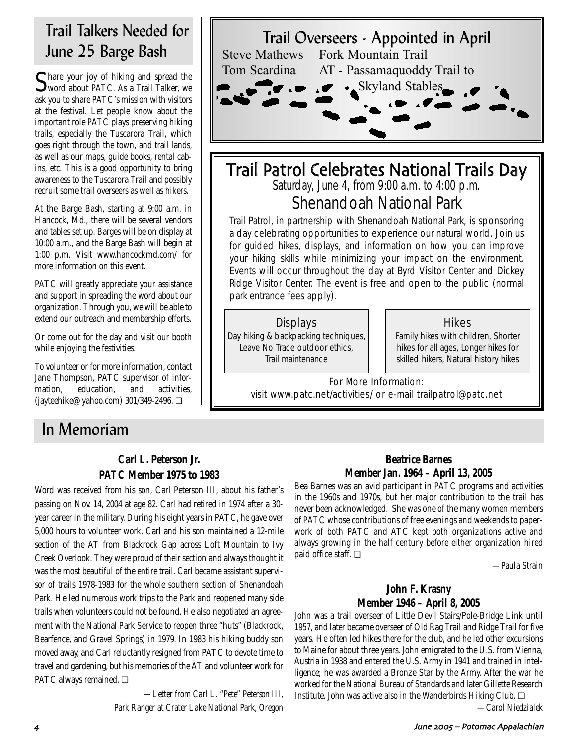## Trail Talkers Needed for June 25 Barge Bash

Share your joy of hiking and spread the word about PATC. As a Trail Talker, we ask you to share PATC's mission with visitors at the festival. Let people know about the important role PATC plays preserving hiking trails, especially the Tuscarora Trail, which goes right through the town, and trail lands, as well as our maps, guide books, rental cabins, etc. This is a good opportunity to bring awareness to the Tuscarora Trail and possibly recruit some trail overseers as well as hikers.

At the Barge Bash, starting at 9:00 a.m. in Hancock, Md., there will be several vendors and tables set up. Barges will be on display at 10:00 a.m., and the Barge Bash will begin at 1:00 p.m. Visit www.hancockmd.com/ for more information on this event.

PATC will greatly appreciate your assistance and support in spreading the word about our organization. Through you, we will be able to extend our outreach and membership efforts.

Or come out for the day and visit our booth while enjoying the festivities.

To volunteer or for more information, contact Jane Thompson, PATC supervisor of information, education, and activities, (jayteehike@yahoo.com) 301/349-2496. ❑

## Trail Overseers - Appointed in April

Steve Mathews — Fork Mountain Trail

Tom Scardina — AT - Passamaquoddy Trail to Skyland Stables

## Trail Patrol Celebrates National Trails Day

### Saturday, June 4, from 9:00 a.m. to 4:00 p.m.

### Shenandoah National Park

Trail Patrol, in partnership with Shenandoah National Park, is sponsoring a day celebrating opportunities to experience our natural world. Join us for guided hikes, displays, and information on how you can improve your hiking skills while minimizing your impact on the environment. Events will occur throughout the day at Byrd Visitor Center and Dickey Ridge Visitor Center. The event is free and open to the public (normal park entrance fees apply).

**Displays**

Day hiking & backpacking techniques, Leave No Trace outdoor ethics, Trail maintenance

**Hikes**

Family hikes with children, Shorter hikes for all ages, Longer hikes for skilled hikers, Natural history hikes

For More Information:
visit www.patc.net/activities/ or e-mail trailpatrol@patc.net

## In Memoriam

### Carl L. Peterson Jr.
### PATC Member 1975 to 1983

Word was received from his son, Carl Peterson III, about his father's passing on Nov. 14, 2004 at age 82. Carl had retired in 1974 after a 30-year career in the military. During his eight years in PATC, he gave over 5,000 hours to volunteer work. Carl and his son maintained a 12-mile section of the AT from Blackrock Gap across Loft Mountain to Ivy Creek Overlook. They were proud of their section and always thought it was the most beautiful of the entire trail. Carl became assistant supervisor of trails 1978-1983 for the whole southern section of Shenandoah Park. He led numerous work trips to the Park and reopened many side trails when volunteers could not be found. He also negotiated an agreement with the National Park Service to reopen three "huts" (Blackrock, Bearfence, and Gravel Springs) in 1979. In 1983 his hiking buddy son moved away, and Carl reluctantly resigned from PATC to devote time to travel and gardening, but his memories of the AT and volunteer work for PATC always remained. ❑

*—Letter from Carl L. "Pete" Peterson III, Park Ranger at Crater Lake National Park, Oregon*

### Beatrice Barnes
### Member Jan. 1964 – April 13, 2005

Bea Barnes was an avid participant in PATC programs and activities in the 1960s and 1970s, but her major contribution to the trail has never been acknowledged. She was one of the many women members of PATC whose contributions of free evenings and weekends to paperwork of both PATC and ATC kept both organizations active and always growing in the half century before either organization hired paid office staff. ❑

*—Paula Strain*

### John F. Krasny
### Member 1946 – April 8, 2005

John was a trail overseer of Little Devil Stairs/Pole-Bridge Link until 1957, and later became overseer of Old Rag Trail and Ridge Trail for five years. He often led hikes there for the club, and he led other excursions to Maine for about three years. John emigrated to the U.S. from Vienna, Austria in 1938 and entered the U.S. Army in 1941 and trained in intelligence; he was awarded a Bronze Star by the Army. After the war he worked for the National Bureau of Standards and later Gillette Research Institute. John was active also in the Wanderbirds Hiking Club. ❑

*—Carol Niedzialek*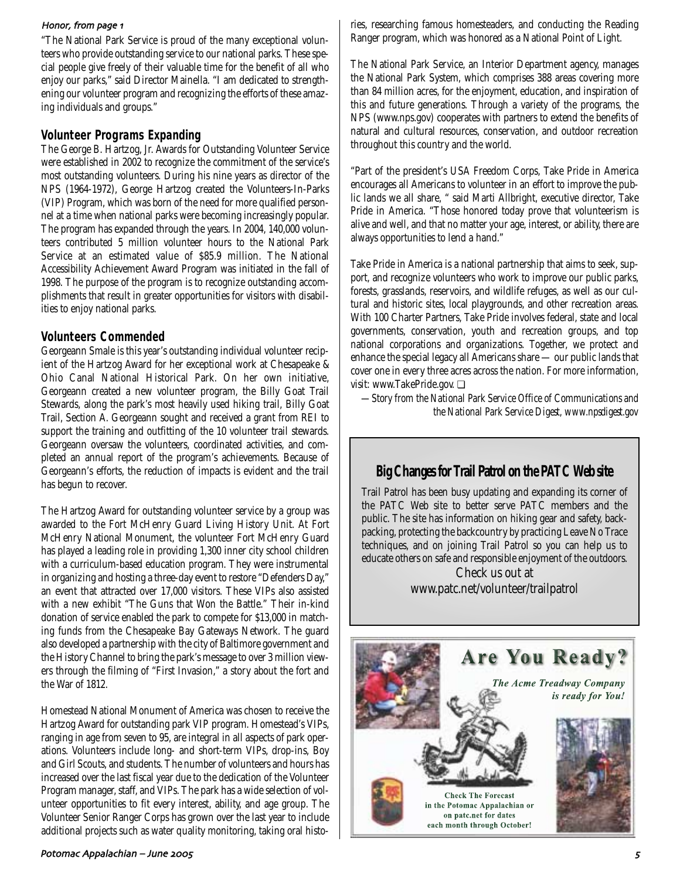*Honor, from page 1*

"The National Park Service is proud of the many exceptional volunteers who provide outstanding service to our national parks. These special people give freely of their valuable time for the benefit of all who enjoy our parks," said Director Mainella. "I am dedicated to strengthening our volunteer program and recognizing the efforts of these amazing individuals and groups."

## Volunteer Programs Expanding

The George B. Hartzog, Jr. Awards for Outstanding Volunteer Service were established in 2002 to recognize the commitment of the service's most outstanding volunteers. During his nine years as director of the NPS (1964-1972), George Hartzog created the Volunteers-In-Parks (VIP) Program, which was born of the need for more qualified personnel at a time when national parks were becoming increasingly popular. The program has expanded through the years. In 2004, 140,000 volunteers contributed 5 million volunteer hours to the National Park Service at an estimated value of $85.9 million. The National Accessibility Achievement Award Program was initiated in the fall of 1998. The purpose of the program is to recognize outstanding accomplishments that result in greater opportunities for visitors with disabilities to enjoy national parks.

## Volunteers Commended

Georgeann Smale is this year's outstanding individual volunteer recipient of the Hartzog Award for her exceptional work at Chesapeake & Ohio Canal National Historical Park. On her own initiative, Georgeann created a new volunteer program, the Billy Goat Trail Stewards, along the park's most heavily used hiking trail, Billy Goat Trail, Section A. Georgeann sought and received a grant from REI to support the training and outfitting of the 10 volunteer trail stewards. Georgeann oversaw the volunteers, coordinated activities, and completed an annual report of the program's achievements. Because of Georgeann's efforts, the reduction of impacts is evident and the trail has begun to recover.

The Hartzog Award for outstanding volunteer service by a group was awarded to the Fort McHenry Guard Living History Unit. At Fort McHenry National Monument, the volunteer Fort McHenry Guard has played a leading role in providing 1,300 inner city school children with a curriculum-based education program. They were instrumental in organizing and hosting a three-day event to restore "Defenders Day," an event that attracted over 17,000 visitors. These VIPs also assisted with a new exhibit "The Guns that Won the Battle." Their in-kind donation of service enabled the park to compete for $13,000 in matching funds from the Chesapeake Bay Gateways Network. The guard also developed a partnership with the city of Baltimore government and the History Channel to bring the park's message to over 3 million viewers through the filming of "First Invasion," a story about the fort and the War of 1812.

Homestead National Monument of America was chosen to receive the Hartzog Award for outstanding park VIP program. Homestead's VIPs, ranging in age from seven to 95, are integral in all aspects of park operations. Volunteers include long- and short-term VIPs, drop-ins, Boy and Girl Scouts, and students. The number of volunteers and hours has increased over the last fiscal year due to the dedication of the Volunteer Program manager, staff, and VIPs. The park has a wide selection of volunteer opportunities to fit every interest, ability, and age group. The Volunteer Senior Ranger Corps has grown over the last year to include additional projects such as water quality monitoring, taking oral histories, researching famous homesteaders, and conducting the Reading Ranger program, which was honored as a National Point of Light.

The National Park Service, an Interior Department agency, manages the National Park System, which comprises 388 areas covering more than 84 million acres, for the enjoyment, education, and inspiration of this and future generations. Through a variety of the programs, the NPS (www.nps.gov) cooperates with partners to extend the benefits of natural and cultural resources, conservation, and outdoor recreation throughout this country and the world.

"Part of the president's USA Freedom Corps, Take Pride in America encourages all Americans to volunteer in an effort to improve the public lands we all share, " said Marti Allbright, executive director, Take Pride in America. "Those honored today prove that volunteerism is alive and well, and that no matter your age, interest, or ability, there are always opportunities to lend a hand."

Take Pride in America is a national partnership that aims to seek, support, and recognize volunteers who work to improve our public parks, forests, grasslands, reservoirs, and wildlife refuges, as well as our cultural and historic sites, local playgrounds, and other recreation areas. With 100 Charter Partners, Take Pride involves federal, state and local governments, conservation, youth and recreation groups, and top national corporations and organizations. Together, we protect and enhance the special legacy all Americans share — our public lands that cover one in every three acres across the nation. For more information, visit: www.TakePride.gov. ❏

*—Story from the National Park Service Office of Communications and the National Park Service Digest, www.npsdigest.gov*

## Big Changes for Trail Patrol on the PATC Web site

Trail Patrol has been busy updating and expanding its corner of the PATC Web site to better serve PATC members and the public. The site has information on hiking gear and safety, backpacking, protecting the backcountry by practicing Leave No Trace techniques, and on joining Trail Patrol so you can help us to educate others on safe and responsible enjoyment of the outdoors.

Check us out at www.patc.net/volunteer/trailpatrol

**Are You Ready?**

***The Acme Treadway Company is ready for You!***

**Check The Forecast in the Potomac Appalachian or on patc.net for dates each month through October!**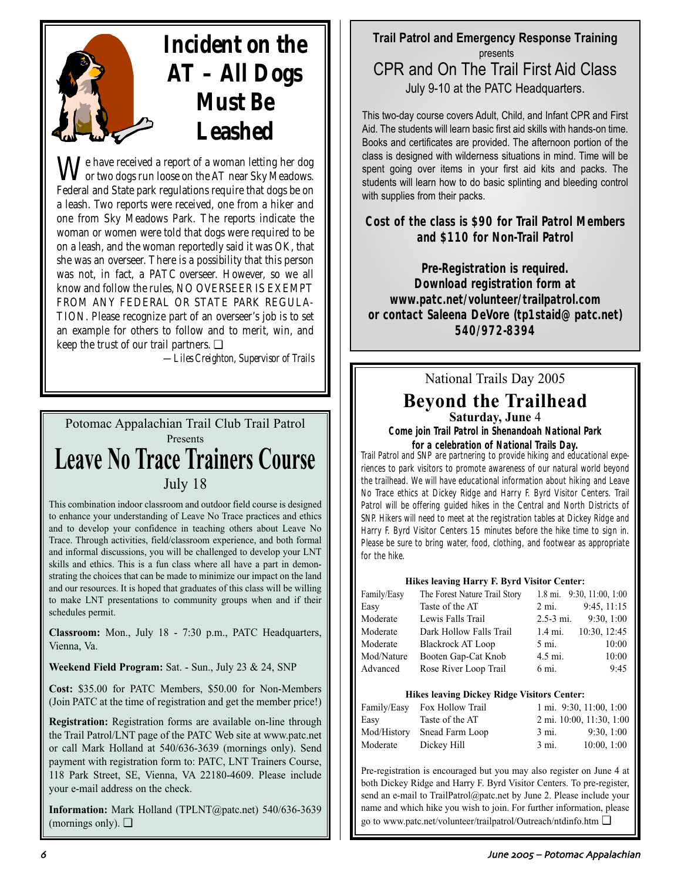# Incident on the AT – All Dogs Must Be Leashed

We have received a report of a woman letting her dog or two dogs run loose on the AT near Sky Meadows. Federal and State park regulations require that dogs be on a leash. Two reports were received, one from a hiker and one from Sky Meadows Park. The reports indicate the woman or women were told that dogs were required to be on a leash, and the woman reportedly said it was OK, that she was an overseer. There is a possibility that this person was not, in fact, a PATC overseer. However, so we all know and follow the rules, NO OVERSEER IS EXEMPT FROM ANY FEDERAL OR STATE PARK REGULATION. Please recognize part of an overseer's job is to set an example for others to follow and to merit, win, and keep the trust of our trail partners. ❑

*—Liles Creighton, Supervisor of Trails*

Potomac Appalachian Trail Club Trail Patrol

Presents

## Leave No Trace Trainers Course

July 18

This combination indoor classroom and outdoor field course is designed to enhance your understanding of Leave No Trace practices and ethics and to develop your confidence in teaching others about Leave No Trace. Through activities, field/classroom experience, and both formal and informal discussions, you will be challenged to develop your LNT skills and ethics. This is a fun class where all have a part in demonstrating the choices that can be made to minimize our impact on the land and our resources. It is hoped that graduates of this class will be willing to make LNT presentations to community groups when and if their schedules permit.

**Classroom:** Mon., July 18 - 7:30 p.m., PATC Headquarters, Vienna, Va.

**Weekend Field Program:** Sat. - Sun., July 23 & 24, SNP

**Cost:** $35.00 for PATC Members, $50.00 for Non-Members (Join PATC at the time of registration and get the member price!)

**Registration:** Registration forms are available on-line through the Trail Patrol/LNT page of the PATC Web site at www.patc.net or call Mark Holland at 540/636-3639 (mornings only). Send payment with registration form to: PATC, LNT Trainers Course, 118 Park Street, SE, Vienna, VA 22180-4609. Please include your e-mail address on the check.

**Information:** Mark Holland (TPLNT@patc.net) 540/636-3639 (mornings only). ❑

**Trail Patrol and Emergency Response Training**

presents

## CPR and On The Trail First Aid Class

July 9-10 at the PATC Headquarters.

This two-day course covers Adult, Child, and Infant CPR and First Aid. The students will learn basic first aid skills with hands-on time. Books and certificates are provided. The afternoon portion of the class is designed with wilderness situations in mind. Time will be spent going over items in your first aid kits and packs. The students will learn how to do basic splinting and bleeding control with supplies from their packs.

**Cost of the class is $90 for Trail Patrol Members and $110 for Non-Trail Patrol**

**Pre-Registration is required. Download registration form at www.patc.net/volunteer/trailpatrol.com or contact Saleena DeVore (tp1staid@patc.net) 540/972-8394**

National Trails Day 2005

## Beyond the Trailhead

**Saturday, June 4**

**Come join Trail Patrol in Shenandoah National Park for a celebration of National Trails Day.**

Trail Patrol and SNP are partnering to provide hiking and educational experiences to park visitors to promote awareness of our natural world beyond the trailhead. We will have educational information about hiking and Leave No Trace ethics at Dickey Ridge and Harry F. Byrd Visitor Centers. Trail Patrol will be offering guided hikes in the Central and North Districts of SNP. Hikers will need to meet at the registration tables at Dickey Ridge and Harry F. Byrd Visitor Centers 15 minutes before the hike time to sign in. Please be sure to bring water, food, clothing, and footwear as appropriate for the hike.

**Hikes leaving Harry F. Byrd Visitor Center:**

| Level | Hike | Distance | Times |
|---|---|---|---|
| Family/Easy | The Forest Nature Trail Story | 1.8 mi. | 9:30, 11:00, 1:00 |
| Easy | Taste of the AT | 2 mi. | 9:45, 11:15 |
| Moderate | Lewis Falls Trail | 2.5-3 mi. | 9:30, 1:00 |
| Moderate | Dark Hollow Falls Trail | 1.4 mi. | 10:30, 12:45 |
| Moderate | Blackrock AT Loop | 5 mi. | 10:00 |
| Mod/Nature | Booten Gap-Cat Knob | 4.5 mi. | 10:00 |
| Advanced | Rose River Loop Trail | 6 mi. | 9:45 |

**Hikes leaving Dickey Ridge Visitors Center:**

| Level | Hike | Distance | Times |
|---|---|---|---|
| Family/Easy | Fox Hollow Trail | 1 mi. | 9:30, 11:00, 1:00 |
| Easy | Taste of the AT | 2 mi. | 10:00, 11:30, 1:00 |
| Mod/History | Snead Farm Loop | 3 mi. | 9:30, 1:00 |
| Moderate | Dickey Hill | 3 mi. | 10:00, 1:00 |

Pre-registration is encouraged but you may also register on June 4 at both Dickey Ridge and Harry F. Byrd Visitor Centers. To pre-register, send an e-mail to TrailPatrol@patc.net by June 2. Please include your name and which hike you wish to join. For further information, please go to www.patc.net/volunteer/trailpatrol/Outreach/ntdinfo.htm ❑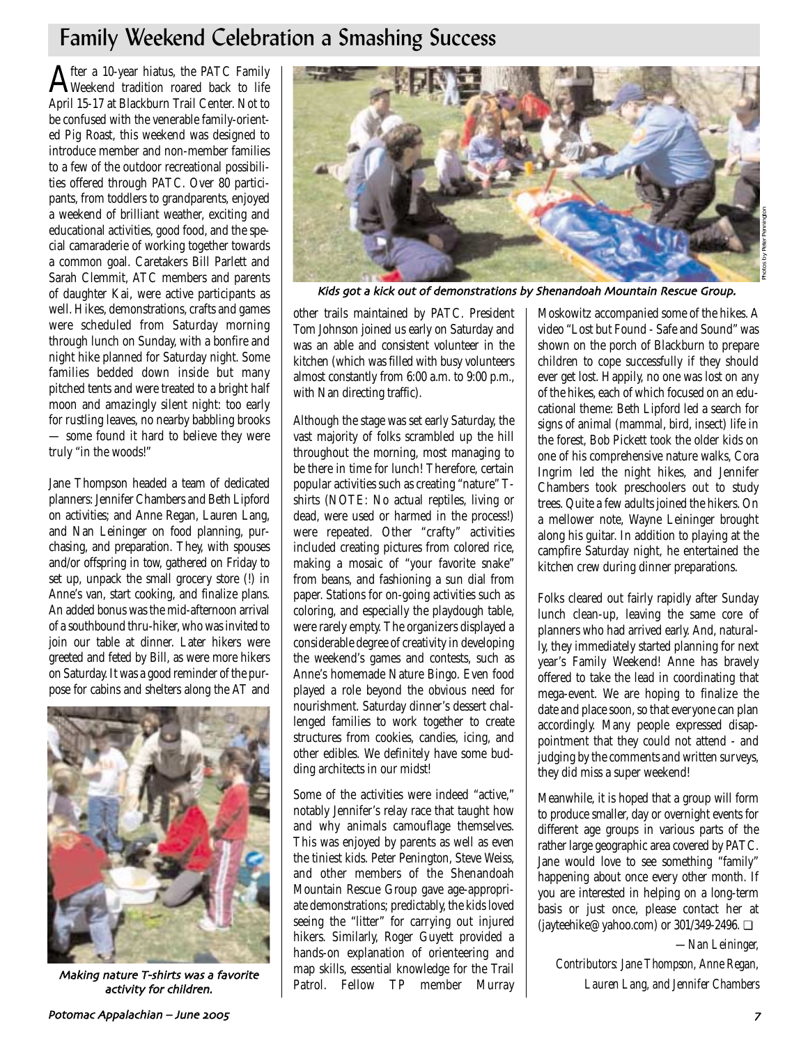# Family Weekend Celebration a Smashing Success

After a 10-year hiatus, the PATC Family Weekend tradition roared back to life April 15-17 at Blackburn Trail Center. Not to be confused with the venerable family-oriented Pig Roast, this weekend was designed to introduce member and non-member families to a few of the outdoor recreational possibilities offered through PATC. Over 80 participants, from toddlers to grandparents, enjoyed a weekend of brilliant weather, exciting and educational activities, good food, and the special camaraderie of working together towards a common goal. Caretakers Bill Parlett and Sarah Clemmit, ATC members and parents of daughter Kai, were active participants as well. Hikes, demonstrations, crafts and games were scheduled from Saturday morning through lunch on Sunday, with a bonfire and night hike planned for Saturday night. Some families bedded down inside but many pitched tents and were treated to a bright half moon and amazingly silent night: too early for rustling leaves, no nearby babbling brooks — some found it hard to believe they were truly "in the woods!"

Jane Thompson headed a team of dedicated planners: Jennifer Chambers and Beth Lipford on activities; and Anne Regan, Lauren Lang, and Nan Leininger on food planning, purchasing, and preparation. They, with spouses and/or offspring in tow, gathered on Friday to set up, unpack the small grocery store (!) in Anne's van, start cooking, and finalize plans. An added bonus was the mid-afternoon arrival of a southbound thru-hiker, who was invited to join our table at dinner. Later hikers were greeted and feted by Bill, as were more hikers on Saturday. It was a good reminder of the purpose for cabins and shelters along the AT and other trails maintained by PATC. President Tom Johnson joined us early on Saturday and was an able and consistent volunteer in the kitchen (which was filled with busy volunteers almost constantly from 6:00 a.m. to 9:00 p.m., with Nan directing traffic).

*Making nature T-shirts was a favorite activity for children.*

*Kids got a kick out of demonstrations by Shenandoah Mountain Rescue Group.*

Photos by Peter Pennington

Although the stage was set early Saturday, the vast majority of folks scrambled up the hill throughout the morning, most managing to be there in time for lunch! Therefore, certain popular activities such as creating "nature" T-shirts (NOTE: No actual reptiles, living or dead, were used or harmed in the process!) were repeated. Other "crafty" activities included creating pictures from colored rice, making a mosaic of "your favorite snake" from beans, and fashioning a sun dial from paper. Stations for on-going activities such as coloring, and especially the playdough table, were rarely empty. The organizers displayed a considerable degree of creativity in developing the weekend's games and contests, such as Anne's homemade Nature Bingo. Even food played a role beyond the obvious need for nourishment. Saturday dinner's dessert challenged families to work together to create structures from cookies, candies, icing, and other edibles. We definitely have some budding architects in our midst!

Some of the activities were indeed "active," notably Jennifer's relay race that taught how and why animals camouflage themselves. This was enjoyed by parents as well as even the tiniest kids. Peter Penington, Steve Weiss, and other members of the Shenandoah Mountain Rescue Group gave age-appropriate demonstrations; predictably, the kids loved seeing the "litter" for carrying out injured hikers. Similarly, Roger Guyett provided a hands-on explanation of orienteering and map skills, essential knowledge for the Trail Patrol. Fellow TP member Murray Moskowitz accompanied some of the hikes. A video "Lost but Found - Safe and Sound" was shown on the porch of Blackburn to prepare children to cope successfully if they should ever get lost. Happily, no one was lost on any of the hikes, each of which focused on an educational theme: Beth Lipford led a search for signs of animal (mammal, bird, insect) life in the forest, Bob Pickett took the older kids on one of his comprehensive nature walks, Cora Ingrim led the night hikes, and Jennifer Chambers took preschoolers out to study trees. Quite a few adults joined the hikers. On a mellower note, Wayne Leininger brought along his guitar. In addition to playing at the campfire Saturday night, he entertained the kitchen crew during dinner preparations.

Folks cleared out fairly rapidly after Sunday lunch clean-up, leaving the same core of planners who had arrived early. And, naturally, they immediately started planning for next year's Family Weekend! Anne has bravely offered to take the lead in coordinating that mega-event. We are hoping to finalize the date and place soon, so that everyone can plan accordingly. Many people expressed disappointment that they could not attend - and judging by the comments and written surveys, they did miss a super weekend!

Meanwhile, it is hoped that a group will form to produce smaller, day or overnight events for different age groups in various parts of the rather large geographic area covered by PATC. Jane would love to see something "family" happening about once every other month. If you are interested in helping on a long-term basis or just once, please contact her at (jayteehike@yahoo.com) or 301/349-2496. ❑

*—Nan Leininger,*

*Contributors: Jane Thompson, Anne Regan, Lauren Lang, and Jennifer Chambers*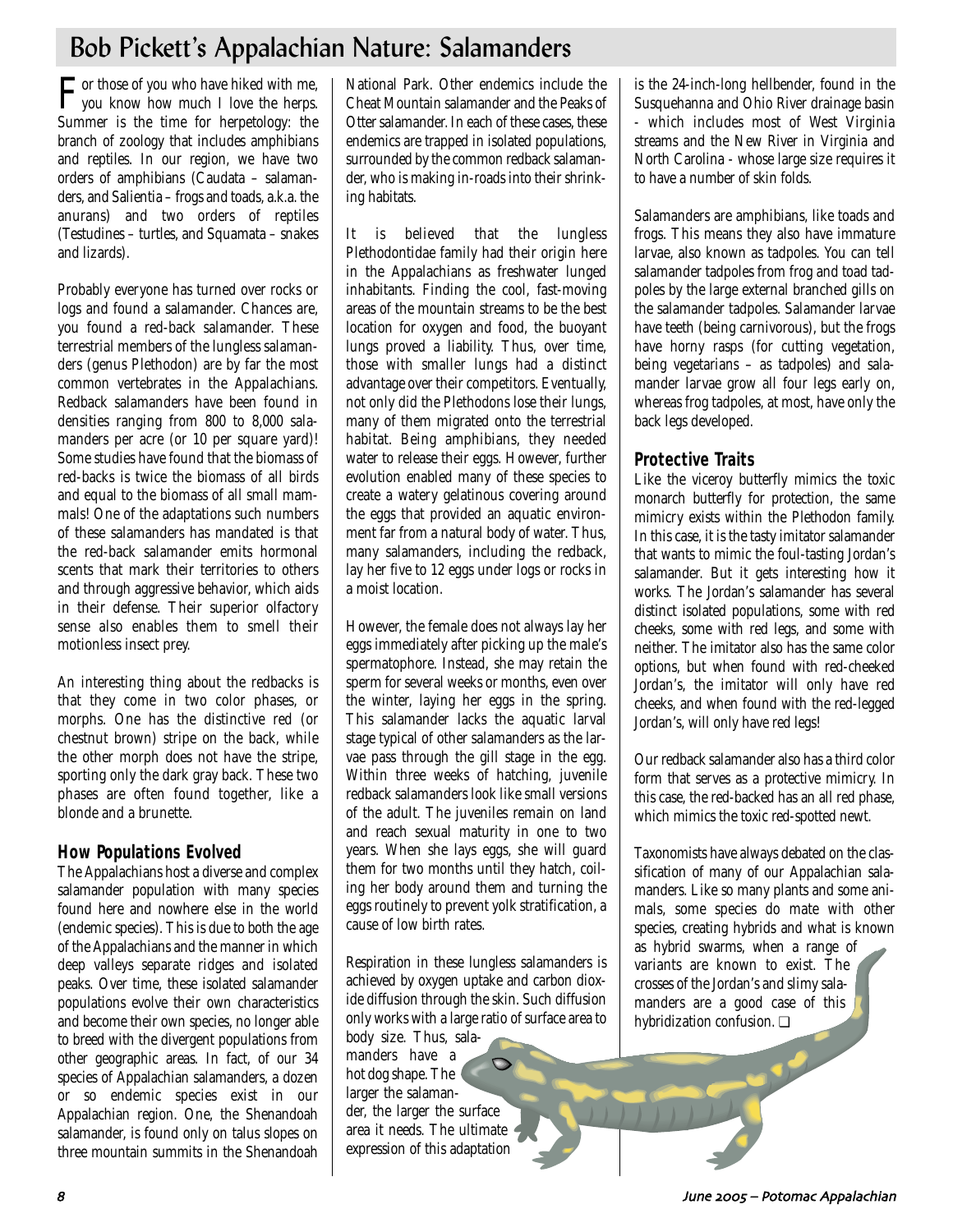# Bob Pickett's Appalachian Nature: Salamanders

For those of you who have hiked with me, you know how much I love the herps. Summer is the time for herpetology: the branch of zoology that includes amphibians and reptiles. In our region, we have two orders of amphibians (Caudata – salamanders, and Salientia – frogs and toads, a.k.a. the anurans) and two orders of reptiles (Testudines – turtles, and Squamata – snakes and lizards).

Probably everyone has turned over rocks or logs and found a salamander. Chances are, you found a red-back salamander. These terrestrial members of the lungless salamanders (genus Plethodon) are by far the most common vertebrates in the Appalachians. Redback salamanders have been found in densities ranging from 800 to 8,000 salamanders per acre (or 10 per square yard)! Some studies have found that the biomass of red-backs is twice the biomass of all birds and equal to the biomass of all small mammals! One of the adaptations such numbers of these salamanders has mandated is that the red-back salamander emits hormonal scents that mark their territories to others and through aggressive behavior, which aids in their defense. Their superior olfactory sense also enables them to smell their motionless insect prey.

An interesting thing about the redbacks is that they come in two color phases, or morphs. One has the distinctive red (or chestnut brown) stripe on the back, while the other morph does not have the stripe, sporting only the dark gray back. These two phases are often found together, like a blonde and a brunette.

## How Populations Evolved

The Appalachians host a diverse and complex salamander population with many species found here and nowhere else in the world (endemic species). This is due to both the age of the Appalachians and the manner in which deep valleys separate ridges and isolated peaks. Over time, these isolated salamander populations evolve their own characteristics and become their own species, no longer able to breed with the divergent populations from other geographic areas. In fact, of our 34 species of Appalachian salamanders, a dozen or so endemic species exist in our Appalachian region. One, the Shenandoah salamander, is found only on talus slopes on three mountain summits in the Shenandoah National Park. Other endemics include the Cheat Mountain salamander and the Peaks of Otter salamander. In each of these cases, these endemics are trapped in isolated populations, surrounded by the common redback salamander, who is making in-roads into their shrinking habitats.

It is believed that the lungless Plethodontidae family had their origin here in the Appalachians as freshwater lunged inhabitants. Finding the cool, fast-moving areas of the mountain streams to be the best location for oxygen and food, the buoyant lungs proved a liability. Thus, over time, those with smaller lungs had a distinct advantage over their competitors. Eventually, not only did the Plethodons lose their lungs, many of them migrated onto the terrestrial habitat. Being amphibians, they needed water to release their eggs. However, further evolution enabled many of these species to create a watery gelatinous covering around the eggs that provided an aquatic environment far from a natural body of water. Thus, many salamanders, including the redback, lay her five to 12 eggs under logs or rocks in a moist location.

However, the female does not always lay her eggs immediately after picking up the male's spermatophore. Instead, she may retain the sperm for several weeks or months, even over the winter, laying her eggs in the spring. This salamander lacks the aquatic larval stage typical of other salamanders as the larvae pass through the gill stage in the egg. Within three weeks of hatching, juvenile redback salamanders look like small versions of the adult. The juveniles remain on land and reach sexual maturity in one to two years. When she lays eggs, she will guard them for two months until they hatch, coiling her body around them and turning the eggs routinely to prevent yolk stratification, a cause of low birth rates.

Respiration in these lungless salamanders is achieved by oxygen uptake and carbon dioxide diffusion through the skin. Such diffusion only works with a large ratio of surface area to body size. Thus, salamanders have a hot dog shape. The larger the salamander, the larger the surface area it needs. The ultimate expression of this adaptation is the 24-inch-long hellbender, found in the Susquehanna and Ohio River drainage basin - which includes most of West Virginia streams and the New River in Virginia and North Carolina - whose large size requires it to have a number of skin folds.

Salamanders are amphibians, like toads and frogs. This means they also have immature larvae, also known as tadpoles. You can tell salamander tadpoles from frog and toad tadpoles by the large external branched gills on the salamander tadpoles. Salamander larvae have teeth (being carnivorous), but the frogs have horny rasps (for cutting vegetation, being vegetarians – as tadpoles) and salamander larvae grow all four legs early on, whereas frog tadpoles, at most, have only the back legs developed.

## Protective Traits

Like the viceroy butterfly mimics the toxic monarch butterfly for protection, the same mimicry exists within the Plethodon family. In this case, it is the tasty imitator salamander that wants to mimic the foul-tasting Jordan's salamander. But it gets interesting how it works. The Jordan's salamander has several distinct isolated populations, some with red cheeks, some with red legs, and some with neither. The imitator also has the same color options, but when found with red-cheeked Jordan's, the imitator will only have red cheeks, and when found with the red-legged Jordan's, will only have red legs!

Our redback salamander also has a third color form that serves as a protective mimicry. In this case, the red-backed has an all red phase, which mimics the toxic red-spotted newt.

Taxonomists have always debated on the classification of many of our Appalachian salamanders. Like so many plants and some animals, some species do mate with other species, creating hybrids and what is known as hybrid swarms, when a range of variants are known to exist. The crosses of the Jordan's and slimy salamanders are a good case of this hybridization confusion. ❑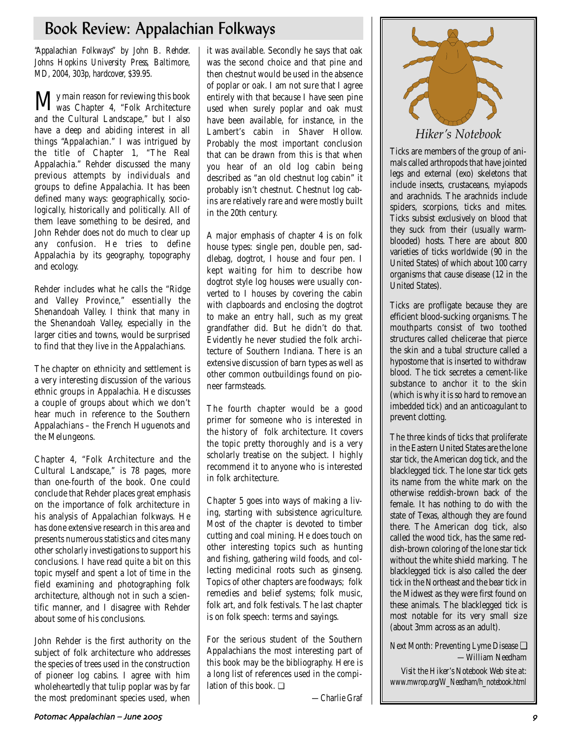# Book Review: Appalachian Folkways

*"Appalachian Folkways" by John B. Rehder. Johns Hopkins University Press, Baltimore, MD, 2004, 303p, hardcover, $39.95.*

My main reason for reviewing this book was Chapter 4, "Folk Architecture and the Cultural Landscape," but I also have a deep and abiding interest in all things "Appalachian." I was intrigued by the title of Chapter 1, "The Real Appalachia." Rehder discussed the many previous attempts by individuals and groups to define Appalachia. It has been defined many ways: geographically, sociologically, historically and politically. All of them leave something to be desired, and John Rehder does not do much to clear up any confusion. He tries to define Appalachia by its geography, topography and ecology.

Rehder includes what he calls the "Ridge and Valley Province," essentially the Shenandoah Valley. I think that many in the Shenandoah Valley, especially in the larger cities and towns, would be surprised to find that they live in the Appalachians.

The chapter on ethnicity and settlement is a very interesting discussion of the various ethnic groups in Appalachia. He discusses a couple of groups about which we don't hear much in reference to the Southern Appalachians – the French Huguenots and the Melungeons.

Chapter 4, "Folk Architecture and the Cultural Landscape," is 78 pages, more than one-fourth of the book. One could conclude that Rehder places great emphasis on the importance of folk architecture in his analysis of Appalachian folkways. He has done extensive research in this area and presents numerous statistics and cites many other scholarly investigations to support his conclusions. I have read quite a bit on this topic myself and spent a lot of time in the field examining and photographing folk architecture, although not in such a scientific manner, and I disagree with Rehder about some of his conclusions.

John Rehder is the first authority on the subject of folk architecture who addresses the species of trees used in the construction of pioneer log cabins. I agree with him wholeheartedly that tulip poplar was by far the most predominant species used, when it was available. Secondly he says that oak was the second choice and that pine and then chestnut would be used in the absence of poplar or oak. I am not sure that I agree entirely with that because I have seen pine used when surely poplar and oak must have been available, for instance, in the Lambert's cabin in Shaver Hollow. Probably the most important conclusion that can be drawn from this is that when you hear of an old log cabin being described as "an old chestnut log cabin" it probably isn't chestnut. Chestnut log cabins are relatively rare and were mostly built in the 20th century.

A major emphasis of chapter 4 is on folk house types: single pen, double pen, saddlebag, dogtrot, I house and four pen. I kept waiting for him to describe how dogtrot style log houses were usually converted to I houses by covering the cabin with clapboards and enclosing the dogtrot to make an entry hall, such as my great grandfather did. But he didn't do that. Evidently he never studied the folk architecture of Southern Indiana. There is an extensive discussion of barn types as well as other common outbuildings found on pioneer farmsteads.

The fourth chapter would be a good primer for someone who is interested in the history of folk architecture. It covers the topic pretty thoroughly and is a very scholarly treatise on the subject. I highly recommend it to anyone who is interested in folk architecture.

Chapter 5 goes into ways of making a living, starting with subsistence agriculture. Most of the chapter is devoted to timber cutting and coal mining. He does touch on other interesting topics such as hunting and fishing, gathering wild foods, and collecting medicinal roots such as ginseng. Topics of other chapters are foodways; folk remedies and belief systems; folk music, folk art, and folk festivals. The last chapter is on folk speech: terms and sayings.

For the serious student of the Southern Appalachians the most interesting part of this book may be the bibliography. Here is a long list of references used in the compilation of this book. ❑

—Charlie Graf

## Hiker's Notebook

Ticks are members of the group of animals called arthropods that have jointed legs and external (exo) skeletons that include insects, crustaceans, myiapods and arachnids. The arachnids include spiders, scorpions, ticks and mites. Ticks subsist exclusively on blood that they suck from their (usually warm-blooded) hosts. There are about 800 varieties of ticks worldwide (90 in the United States) of which about 100 carry organisms that cause disease (12 in the United States).

Ticks are profligate because they are efficient blood-sucking organisms. The mouthparts consist of two toothed structures called chelicerae that pierce the skin and a tubal structure called a hypostome that is inserted to withdraw blood. The tick secretes a cement-like substance to anchor it to the skin (which is why it is so hard to remove an imbedded tick) and an anticoagulant to prevent clotting.

The three kinds of ticks that proliferate in the Eastern United States are the lone star tick, the American dog tick, and the blacklegged tick. The lone star tick gets its name from the white mark on the otherwise reddish-brown back of the female. It has nothing to do with the state of Texas, although they are found there. The American dog tick, also called the wood tick, has the same reddish-brown coloring of the lone star tick without the white shield marking. The blacklegged tick is also called the deer tick in the Northeast and the bear tick in the Midwest as they were first found on these animals. The blacklegged tick is most notable for its very small size (about 3mm across as an adult).

*Next Month: Preventing Lyme Disease* ❑

*—William Needham*

*Visit the Hiker's Notebook Web site at: www.mwrop.org/W_Needham/h_notebook.html*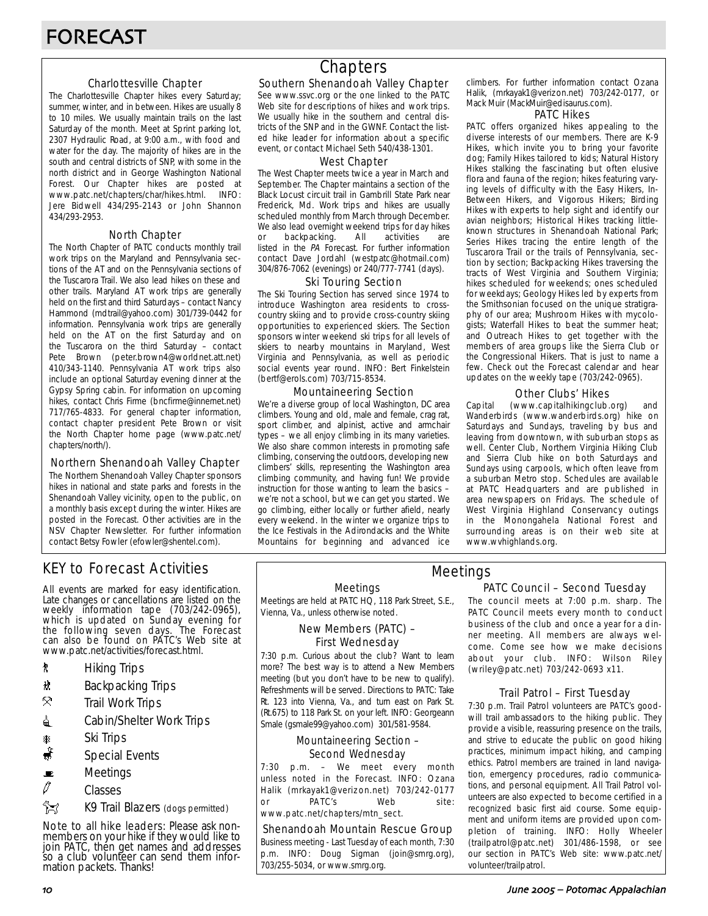# FORECAST

# Chapters

### Charlottesville Chapter

The Charlottesville Chapter hikes every Saturday; summer, winter, and in between. Hikes are usually 8 to 10 miles. We usually maintain trails on the last Saturday of the month. Meet at Sprint parking lot, 2307 Hydraulic Road, at 9:00 a.m., with food and water for the day. The majority of hikes are in the south and central districts of SNP, with some in the north district and in George Washington National Forest. Our Chapter hikes are posted at www.patc.net/chapters/char/hikes.html. INFO: Jere Bidwell 434/295-2143 or John Shannon 434/293-2953.

### North Chapter

The North Chapter of PATC conducts monthly trail work trips on the Maryland and Pennsylvania sections of the AT and on the Pennsylvania sections of the Tuscarora Trail. We also lead hikes on these and other trails. Maryland AT work trips are generally held on the first and third Saturdays – contact Nancy Hammond (mdtrail@yahoo.com) 301/739-0442 for information. Pennsylvania work trips are generally held on the AT on the first Saturday and on the Tuscarora on the third Saturday – contact Pete Brown (peter.brown4@worldnet.att.net) 410/343-1140. Pennsylvania AT work trips also include an optional Saturday evening dinner at the Gypsy Spring cabin. For information on upcoming hikes, contact Chris Firme (bncfirme@innernet.net) 717/765-4833. For general chapter information, contact chapter president Pete Brown or visit the North Chapter home page (www.patc.net/chapters/north/).

### Northern Shenandoah Valley Chapter

The Northern Shenandoah Valley Chapter sponsors hikes in national and state parks and forests in the Shenandoah Valley vicinity, open to the public, on a monthly basis except during the winter. Hikes are posted in the Forecast. Other activities are in the NSV Chapter Newsletter. For further information contact Betsy Fowler (efowler@shentel.com).

### Southern Shenandoah Valley Chapter

See www.ssvc.org or the one linked to the PATC Web site for descriptions of hikes and work trips. We usually hike in the southern and central districts of the SNP and in the GWNF. Contact the listed hike leader for information about a specific event, or contact Michael Seth 540/438-1301.

### West Chapter

The West Chapter meets twice a year in March and September. The Chapter maintains a section of the Black Locust circuit trail in Gambrill State Park near Frederick, Md. Work trips and hikes are usually scheduled monthly from March through December. We also lead overnight weekend trips for day hikes or backpacking. All activities are listed in the *PA* Forecast. For further information contact Dave Jordahl (westpatc@hotmail.com) 304/876-7062 (evenings) or 240/777-7741 (days).

### Ski Touring Section

The Ski Touring Section has served since 1974 to introduce Washington area residents to cross-country skiing and to provide cross-country skiing opportunities to experienced skiers. The Section sponsors winter weekend ski trips for all levels of skiers to nearby mountains in Maryland, West Virginia and Pennsylvania, as well as periodic social events year round. INFO: Bert Finkelstein (bertf@erols.com) 703/715-8534.

### Mountaineering Section

We're a diverse group of local Washington, DC area climbers. Young and old, male and female, crag rat, sport climber, and alpinist, active and armchair types – we all enjoy climbing in its many varieties. We also share common interests in promoting safe climbing, conserving the outdoors, developing new climbers' skills, representing the Washington area climbing community, and having fun! We provide instruction for those wanting to learn the basics – we're not a school, but we can get you started. We go climbing, either locally or further afield, nearly every weekend. In the winter we organize trips to the Ice Festivals in the Adirondacks and the White Mountains for beginning and advanced ice climbers. For further information contact Ozana Halik, (mrkayak1@verizon.net) 703/242-0177, or Mack Muir (MackMuir@edisaurus.com).

### PATC Hikes

PATC offers organized hikes appealing to the diverse interests of our members. There are K-9 Hikes, which invite you to bring your favorite dog; Family Hikes tailored to kids; Natural History Hikes stalking the fascinating but often elusive flora and fauna of the region; hikes featuring varying levels of difficulty with the Easy Hikers, In-Between Hikers, and Vigorous Hikers; Birding Hikes with experts to help sight and identify our avian neighbors; Historical Hikes tracking little-known structures in Shenandoah National Park; Series Hikes tracing the entire length of the Tuscarora Trail or the trails of Pennsylvania, section by section; Backpacking Hikes traversing the tracts of West Virginia and Southern Virginia; hikes scheduled for weekends; ones scheduled for weekdays; Geology Hikes led by experts from the Smithsonian focused on the unique stratigraphy of our area; Mushroom Hikes with mycologists; Waterfall Hikes to beat the summer heat; and Outreach Hikes to get together with the members of area groups like the Sierra Club or the Congressional Hikers. That is just to name a few. Check out the Forecast calendar and hear updates on the weekly tape (703/242-0965).

### Other Clubs' Hikes

Capital (www.capitalhikingclub.org) and Wanderbirds (www.wanderbirds.org) hike on Saturdays and Sundays, traveling by bus and leaving from downtown, with suburban stops as well. Center Club, Northern Virginia Hiking Club and Sierra Club hike on both Saturdays and Sundays using carpools, which often leave from a suburban Metro stop. Schedules are available at PATC Headquarters and are published in area newspapers on Fridays. The schedule of West Virginia Highland Conservancy outings in the Monongahela National Forest and surrounding areas is on their web site at www.wvhighlands.org.

## KEY to Forecast Activities

All events are marked for easy identification. Late changes or cancellations are listed on the weekly information tape (703/242-0965), which is updated on Sunday evening for the following seven days. The Forecast can also be found on PATC's Web site at www.patc.net/activities/forecast.html.

- Hiking Trips
- Backpacking Trips
- Trail Work Trips
- Cabin/Shelter Work Trips
- Ski Trips
- Special Events
- Meetings
- Classes
- K9 Trail Blazers (dogs permitted)

Note to all hike leaders: Please ask nonmembers on your hike if they would like to join PATC, then get names and addresses so a club volunteer can send them information packets. Thanks!

# Meetings

### Meetings

Meetings are held at PATC HQ, 118 Park Street, S.E., Vienna, Va., unless otherwise noted.

### New Members (PATC) – First Wednesday

7:30 p.m. Curious about the club? Want to learn more? The best way is to attend a New Members meeting (but you don't have to be new to qualify). Refreshments will be served. Directions to PATC: Take Rt. 123 into Vienna, Va., and turn east on Park St. (Rt.675) to 118 Park St. on your left. INFO: Georgeann Smale (gsmale99@yahoo.com) 301/581-9584.

### Mountaineering Section – Second Wednesday

7:30 p.m. – We meet every month unless noted in the Forecast. INFO: Ozana Halik (mrkayak1@verizon.net) 703/242-0177 or PATC's Web site: www.patc.net/chapters/mtn_sect.

### Shenandoah Mountain Rescue Group

Business meeting - Last Tuesday of each month, 7:30 p.m. INFO: Doug Sigman (join@smrg.org), 703/255-5034, or www.smrg.org.

### PATC Council – Second Tuesday

The council meets at 7:00 p.m. sharp. The PATC Council meets every month to conduct business of the club and once a year for a dinner meeting. All members are always welcome. Come see how we make decisions about your club. INFO: Wilson Riley (wriley@patc.net) 703/242-0693 x11.

### Trail Patrol – First Tuesday

7:30 p.m. Trail Patrol volunteers are PATC's goodwill trail ambassadors to the hiking public. They provide a visible, reassuring presence on the trails, and strive to educate the public on good hiking practices, minimum impact hiking, and camping ethics. Patrol members are trained in land navigation, emergency procedures, radio communications, and personal equipment. All Trail Patrol volunteers are also expected to become certified in a recognized basic first aid course. Some equipment and uniform items are provided upon completion of training. INFO: Holly Wheeler (trailpatrol@patc.net) 301/486-1598, or see our section in PATC's Web site: www.patc.net/volunteer/trailpatrol.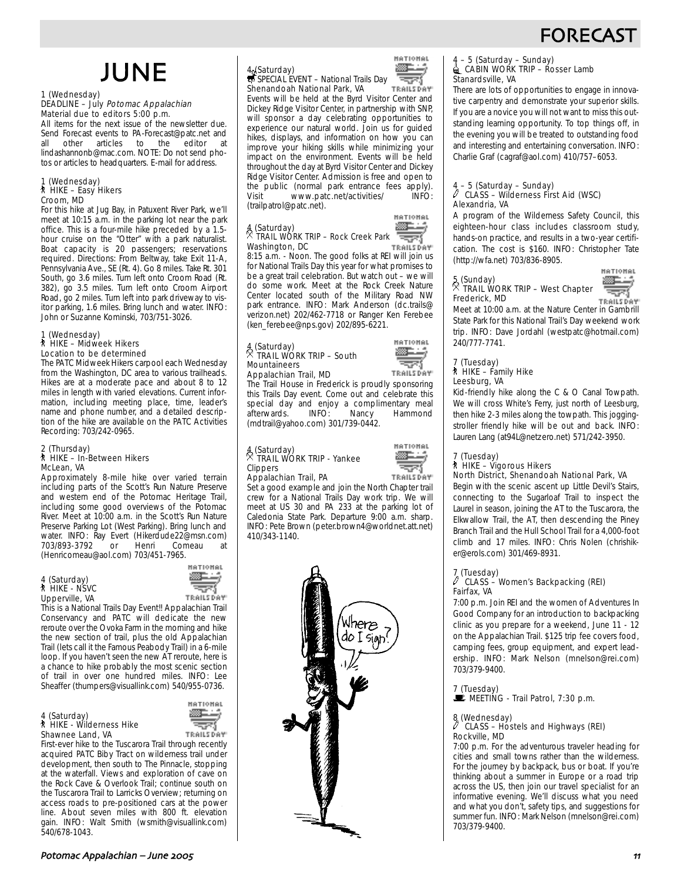# FORECAST

## JUNE

**1 (Wednesday)**
DEADLINE – July *Potomac Appalachian*
Material due to editors 5:00 p.m.
All items for the next issue of the newsletter due. Send Forecast events to PA-Forecast@patc.net and all other articles to the editor at lindashannonb@mac.com. NOTE: Do not send photos or articles to headquarters. E-mail for address.

**1 (Wednesday)**
HIKE – Easy Hikers
Croom, MD
For this hike at Jug Bay, in Patuxent River Park, we'll meet at 10:15 a.m. in the parking lot near the park office. This is a four-mile hike preceded by a 1.5-hour cruise on the "Otter" with a park naturalist. Boat capacity is 20 passengers; reservations required. Directions: From Beltway, take Exit 11-A, Pennsylvania Ave., SE (Rt. 4). Go 8 miles. Take Rt. 301 South, go 3.6 miles. Turn left onto Croom Road (Rt. 382), go 3.5 miles. Turn left onto Croom Airport Road, go 2 miles. Turn left into park driveway to visitor parking, 1.6 miles. Bring lunch and water. INFO: John or Suzanne Kominski, 703/751-3026.

**1 (Wednesday)**
HIKE – Midweek Hikers
Location to be determined
The PATC Midweek Hikers carpool each Wednesday from the Washington, DC area to various trailheads. Hikes are at a moderate pace and about 8 to 12 miles in length with varied elevations. Current information, including meeting place, time, leader's name and phone number, and a detailed description of the hike are available on the PATC Activities Recording: 703/242-0965.

**2 (Thursday)**
HIKE – In-Between Hikers
McLean, VA
Approximately 8-mile hike over varied terrain including parts of the Scott's Run Nature Preserve and western end of the Potomac Heritage Trail, including some good overviews of the Potomac River. Meet at 10:00 a.m. in the Scott's Run Nature Preserve Parking Lot (West Parking). Bring lunch and water. INFO: Ray Evert (Hikerdude22@msn.com) 703/893-3792 or Henri Comeau at (Henricomeau@aol.com) 703/451-7965.

**4 (Saturday)**
HIKE - NSVC
Upperville, VA
This is a National Trails Day Event!! Appalachian Trail Conservancy and PATC will dedicate the new reroute over the Ovoka Farm in the morning and hike the new section of trail, plus the old Appalachian Trail (lets call it the Famous Peabody Trail) in a 6-mile loop. If you haven't seen the new AT reroute, here is a chance to hike probably the most scenic section of trail in over one hundred miles. INFO: Lee Sheaffer (thumpers@visuallink.com) 540/955-0736.

**4 (Saturday)**
HIKE - Wilderness Hike
Shawnee Land, VA
First-ever hike to the Tuscarora Trail through recently acquired PATC Biby Tract on wilderness trail under development, then south to The Pinnacle, stopping at the waterfall. Views and exploration of cave on the Rock Cave & Overlook Trail; continue south on the Tuscarora Trail to Larricks Overview; returning on access roads to pre-positioned cars at the power line. About seven miles with 800 ft. elevation gain. INFO: Walt Smith (wsmith@visuallink.com) 540/678-1043.

**4 (Saturday)**
SPECIAL EVENT – National Trails Day
Shenandoah National Park, VA
Events will be held at the Byrd Visitor Center and Dickey Ridge Visitor Center, in partnership with SNP, will sponsor a day celebrating opportunities to experience our natural world. Join us for guided hikes, displays, and information on how you can improve your hiking skills while minimizing your impact on the environment. Events will be held throughout the day at Byrd Visitor Center and Dickey Ridge Visitor Center. Admission is free and open to the public (normal park entrance fees apply). Visit www.patc.net/activities/ INFO: (trailpatrol@patc.net).

**4 (Saturday)**
TRAIL WORK TRIP – Rock Creek Park
Washington, DC
8:15 a.m. - Noon. The good folks at REI will join us for National Trails Day this year for what promises to be a great trail celebration. But watch out – we will do some work. Meet at the Rock Creek Nature Center located south of the Military Road NW park entrance. INFO: Mark Anderson (dc.trails@verizon.net) 202/462-7718 or Ranger Ken Ferebee (ken_ferebee@nps.gov) 202/895-6221.

**4 (Saturday)**
TRAIL WORK TRIP – South Mountaineers
Appalachian Trail, MD
The Trail House in Frederick is proudly sponsoring this Trails Day event. Come out and celebrate this special day and enjoy a complimentary meal afterwards. INFO: Nancy Hammond (mdtrail@yahoo.com) 301/739-0442.

**4 (Saturday)**
TRAIL WORK TRIP - Yankee Clippers
Appalachian Trail, PA
Set a good example and join the North Chapter trail crew for a National Trails Day work trip. We will meet at US 30 and PA 233 at the parking lot of Caledonia State Park. Departure 9:00 a.m. sharp. INFO: Pete Brown (peter.brown4@worldnet.att.net) 410/343-1140.

**4 – 5 (Saturday – Sunday)**
CABIN WORK TRIP – Rosser Lamb
Stanardsville, VA
There are lots of opportunities to engage in innovative carpentry and demonstrate your superior skills. If you are a novice you will not want to miss this outstanding learning opportunity. To top things off, in the evening you will be treated to outstanding food and interesting and entertaining conversation. INFO: Charlie Graf (cagraf@aol.com) 410/757–6053.

**4 – 5 (Saturday – Sunday)**
CLASS – Wilderness First Aid (WSC)
Alexandria, VA
A program of the Wilderness Safety Council, this eighteen-hour class includes classroom study, hands-on practice, and results in a two-year certification. The cost is $160. INFO: Christopher Tate (http://wfa.net) 703/836-8905.

**5 (Sunday)**
TRAIL WORK TRIP – West Chapter
Frederick, MD
Meet at 10:00 a.m. at the Nature Center in Gambrill State Park for this National Trail's Day weekend work trip. INFO: Dave Jordahl (westpatc@hotmail.com) 240/777-7741.

**7 (Tuesday)**
HIKE – Family Hike
Leesburg, VA
Kid-friendly hike along the C & O Canal Towpath. We will cross White's Ferry, just north of Leesburg, then hike 2-3 miles along the towpath. This jogging-stroller friendly hike will be out and back. INFO: Lauren Lang (at94L@netzero.net) 571/242-3950.

**7 (Tuesday)**
HIKE – Vigorous Hikers
North District, Shenandoah National Park, VA
Begin with the scenic ascent up Little Devil's Stairs, connecting to the Sugarloaf Trail to inspect the Laurel in season, joining the AT to the Tuscarora, the Elkwallow Trail, the AT, then descending the Piney Branch Trail and the Hull School Trail for a 4,000-foot climb and 17 miles. INFO: Chris Nolen (chrishiker@erols.com) 301/469-8931.

**7 (Tuesday)**
CLASS – Women's Backpacking (REI)
Fairfax, VA
7:00 p.m. Join REI and the women of Adventures In Good Company for an introduction to backpacking clinic as you prepare for a weekend, June 11 - 12 on the Appalachian Trail. $125 trip fee covers food, camping fees, group equipment, and expert leadership. INFO: Mark Nelson (mnelson@rei.com) 703/379-9400.

**7 (Tuesday)**
MEETING - Trail Patrol, 7:30 p.m.

**8 (Wednesday)**
CLASS – Hostels and Highways (REI)
Rockville, MD
7:00 p.m. For the adventurous traveler heading for cities and small towns rather than the wilderness. For the journey by backpack, bus or boat. If you're thinking about a summer in Europe or a road trip across the US, then join our travel specialist for an informative evening. We'll discuss what you need and what you don't, safety tips, and suggestions for summer fun. INFO: Mark Nelson (mnelson@rei.com) 703/379-9400.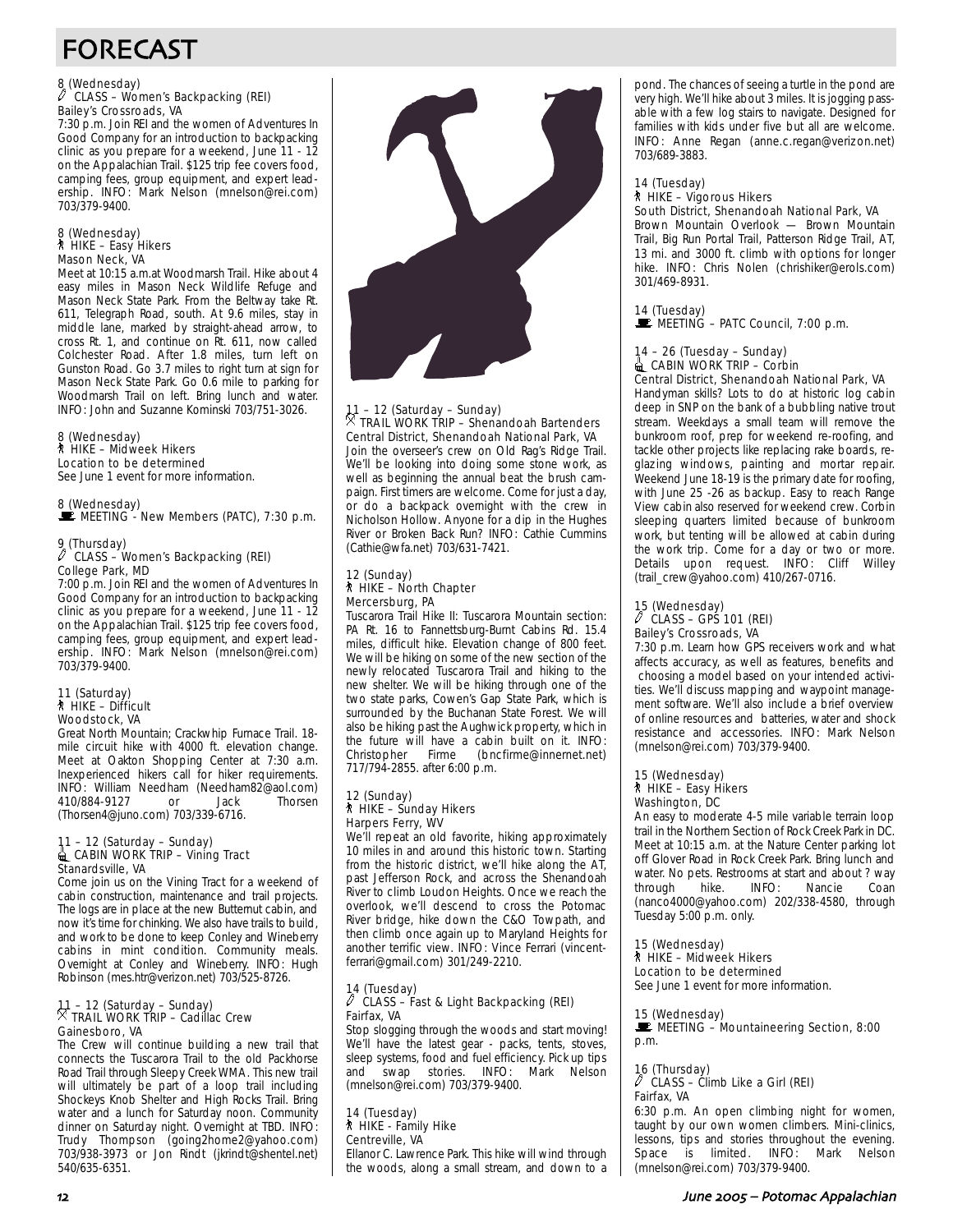# FORECAST

8 (Wednesday)
CLASS – Women's Backpacking (REI)
Bailey's Crossroads, VA
7:30 p.m. Join REI and the women of Adventures In Good Company for an introduction to backpacking clinic as you prepare for a weekend, June 11 - 12 on the Appalachian Trail. $125 trip fee covers food, camping fees, group equipment, and expert leadership. INFO: Mark Nelson (mnelson@rei.com) 703/379-9400.

8 (Wednesday)
HIKE – Easy Hikers
Mason Neck, VA
Meet at 10:15 a.m.at Woodmarsh Trail. Hike about 4 easy miles in Mason Neck Wildlife Refuge and Mason Neck State Park. From the Beltway take Rt. 611, Telegraph Road, south. At 9.6 miles, stay in middle lane, marked by straight-ahead arrow, to cross Rt. 1, and continue on Rt. 611, now called Colchester Road. After 1.8 miles, turn left on Gunston Road. Go 3.7 miles to right turn at sign for Mason Neck State Park. Go 0.6 mile to parking for Woodmarsh Trail on left. Bring lunch and water. INFO: John and Suzanne Kominski 703/751-3026.

8 (Wednesday)
HIKE – Midweek Hikers
Location to be determined
See June 1 event for more information.

8 (Wednesday)
MEETING - New Members (PATC), 7:30 p.m.

9 (Thursday)
CLASS – Women's Backpacking (REI)
College Park, MD
7:00 p.m. Join REI and the women of Adventures In Good Company for an introduction to backpacking clinic as you prepare for a weekend, June 11 - 12 on the Appalachian Trail. $125 trip fee covers food, camping fees, group equipment, and expert leadership. INFO: Mark Nelson (mnelson@rei.com) 703/379-9400.

11 (Saturday)
HIKE – Difficult
Woodstock, VA
Great North Mountain; Crackwhip Furnace Trail. 18-mile circuit hike with 4000 ft. elevation change. Meet at Oakton Shopping Center at 7:30 a.m. Inexperienced hikers call for hiker requirements. INFO: William Needham (Needham82@aol.com) 410/884-9127 or Jack Thorsen (Thorsen4@juno.com) 703/339-6716.

11 – 12 (Saturday – Sunday)
CABIN WORK TRIP – Vining Tract
Stanardsville, VA
Come join us on the Vining Tract for a weekend of cabin construction, maintenance and trail projects. The logs are in place at the new Butternut cabin, and now it's time for chinking. We also have trails to build, and work to be done to keep Conley and Wineberry cabins in mint condition. Community meals. Overnight at Conley and Wineberry. INFO: Hugh Robinson (mes.htr@verizon.net) 703/525-8726.

11 – 12 (Saturday – Sunday)
TRAIL WORK TRIP – Cadillac Crew
Gainesboro, VA
The Crew will continue building a new trail that connects the Tuscarora Trail to the old Packhorse Road Trail through Sleepy Creek WMA. This new trail will ultimately be part of a loop trail including Shockeys Knob Shelter and High Rocks Trail. Bring water and a lunch for Saturday noon. Community dinner on Saturday night. Overnight at TBD. INFO: Trudy Thompson (going2home2@yahoo.com) 703/938-3973 or Jon Rindt (jkrindt@shentel.net) 540/635-6351.

11 – 12 (Saturday – Sunday)
TRAIL WORK TRIP – Shenandoah Bartenders
Central District, Shenandoah National Park, VA
Join the overseer's crew on Old Rag's Ridge Trail. We'll be looking into doing some stone work, as well as beginning the annual beat the brush campaign. First timers are welcome. Come for just a day, or do a backpack overnight with the crew in Nicholson Hollow. Anyone for a dip in the Hughes River or Broken Back Run? INFO: Cathie Cummins (Cathie@wfa.net) 703/631-7421.

12 (Sunday)
HIKE – North Chapter
Mercersburg, PA
Tuscarora Trail Hike II: Tuscarora Mountain section: PA Rt. 16 to Fannettsburg-Burnt Cabins Rd. 15.4 miles, difficult hike. Elevation change of 800 feet. We will be hiking on some of the new section of the newly relocated Tuscarora Trail and hiking to the new shelter. We will be hiking through one of the two state parks, Cowen's Gap State Park, which is surrounded by the Buchanan State Forest. We will also be hiking past the Aughwick property, which in the future will have a cabin built on it. INFO: Christopher Firme (bncfirme@innernet.net) 717/794-2855. after 6:00 p.m.

12 (Sunday)
HIKE – Sunday Hikers
Harpers Ferry, WV
We'll repeat an old favorite, hiking approximately 10 miles in and around this historic town. Starting from the historic district, we'll hike along the AT, past Jefferson Rock, and across the Shenandoah River to climb Loudon Heights. Once we reach the overlook, we'll descend to cross the Potomac River bridge, hike down the C&O Towpath, and then climb once again up to Maryland Heights for another terrific view. INFO: Vince Ferrari (vincent-ferrari@gmail.com) 301/249-2210.

14 (Tuesday)
CLASS – Fast & Light Backpacking (REI)
Fairfax, VA
Stop slogging through the woods and start moving! We'll have the latest gear - packs, tents, stoves, sleep systems, food and fuel efficiency. Pick up tips and swap stories. INFO: Mark Nelson (mnelson@rei.com) 703/379-9400.

14 (Tuesday)
HIKE - Family Hike
Centreville, VA
Ellanor C. Lawrence Park. This hike will wind through the woods, along a small stream, and down to a pond. The chances of seeing a turtle in the pond are very high. We'll hike about 3 miles. It is jogging passable with a few log stairs to navigate. Designed for families with kids under five but all are welcome. INFO: Anne Regan (anne.c.regan@verizon.net) 703/689-3883.

14 (Tuesday)
HIKE – Vigorous Hikers
South District, Shenandoah National Park, VA
Brown Mountain Overlook — Brown Mountain Trail, Big Run Portal Trail, Patterson Ridge Trail, AT, 13 mi. and 3000 ft. climb with options for longer hike. INFO: Chris Nolen (chrishiker@erols.com) 301/469-8931.

14 (Tuesday)
MEETING – PATC Council, 7:00 p.m.

14 – 26 (Tuesday – Sunday)
CABIN WORK TRIP – Corbin
Central District, Shenandoah National Park, VA
Handyman skills? Lots to do at historic log cabin deep in SNP on the bank of a bubbling native trout stream. Weekdays a small team will remove the bunkroom roof, prep for weekend re-roofing, and tackle other projects like replacing rake boards, re-glazing windows, painting and mortar repair. Weekend June 18-19 is the primary date for roofing, with June 25 -26 as backup. Easy to reach Range View cabin also reserved for weekend crew. Corbin sleeping quarters limited because of bunkroom work, but tenting will be allowed at cabin during the work trip. Come for a day or two or more. Details upon request. INFO: Cliff Willey (trail_crew@yahoo.com) 410/267-0716.

15 (Wednesday)
CLASS – GPS 101 (REI)
Bailey's Crossroads, VA
7:30 p.m. Learn how GPS receivers work and what affects accuracy, as well as features, benefits and choosing a model based on your intended activities. We'll discuss mapping and waypoint management software. We'll also include a brief overview of online resources and batteries, water and shock resistance and accessories. INFO: Mark Nelson (mnelson@rei.com) 703/379-9400.

15 (Wednesday)
HIKE – Easy Hikers
Washington, DC
An easy to moderate 4-5 mile variable terrain loop trail in the Northern Section of Rock Creek Park in DC. Meet at 10:15 a.m. at the Nature Center parking lot off Glover Road in Rock Creek Park. Bring lunch and water. No pets. Restrooms at start and about ? way through hike. INFO: Nancie Coan (nanco4000@yahoo.com) 202/338-4580, through Tuesday 5:00 p.m. only.

15 (Wednesday)
HIKE – Midweek Hikers
Location to be determined
See June 1 event for more information.

15 (Wednesday)
MEETING – Mountaineering Section, 8:00 p.m.

16 (Thursday)
CLASS – Climb Like a Girl (REI)
Fairfax, VA
6:30 p.m. An open climbing night for women, taught by our own women climbers. Mini-clinics, lessons, tips and stories throughout the evening. Space is limited. INFO: Mark Nelson (mnelson@rei.com) 703/379-9400.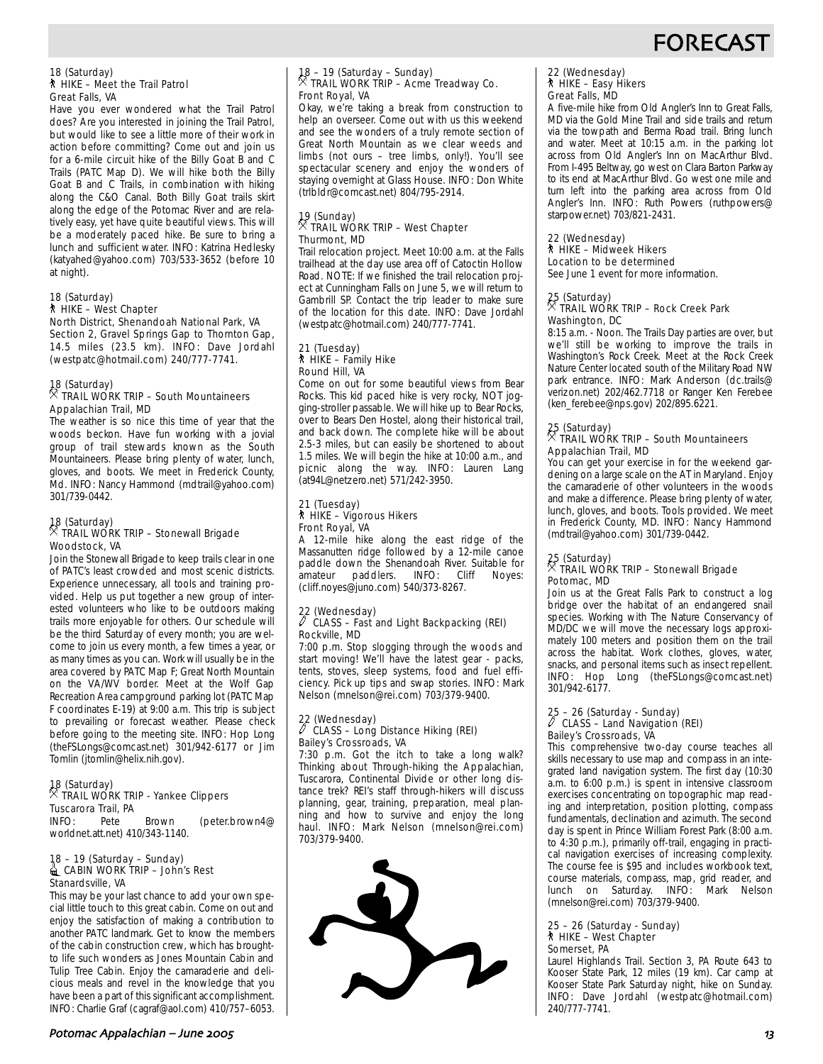18 (Saturday)
HIKE – Meet the Trail Patrol
Great Falls, VA

Have you ever wondered what the Trail Patrol does? Are you interested in joining the Trail Patrol, but would like to see a little more of their work in action before committing? Come out and join us for a 6-mile circuit hike of the Billy Goat B and C Trails (PATC Map D). We will hike both the Billy Goat B and C Trails, in combination with hiking along the C&O Canal. Both Billy Goat trails skirt along the edge of the Potomac River and are relatively easy, yet have quite beautiful views. This will be a moderately paced hike. Be sure to bring a lunch and sufficient water. INFO: Katrina Hedlesky (katyahed@yahoo.com) 703/533-3652 (before 10 at night).

18 (Saturday)
HIKE – West Chapter
North District, Shenandoah National Park, VA

Section 2, Gravel Springs Gap to Thornton Gap, 14.5 miles (23.5 km). INFO: Dave Jordahl (westpatc@hotmail.com) 240/777-7741.

18 (Saturday)
TRAIL WORK TRIP – South Mountaineers
Appalachian Trail, MD

The weather is so nice this time of year that the woods beckon. Have fun working with a jovial group of trail stewards known as the South Mountaineers. Please bring plenty of water, lunch, gloves, and boots. We meet in Frederick County, Md. INFO: Nancy Hammond (mdtrail@yahoo.com) 301/739-0442.

18 (Saturday)
TRAIL WORK TRIP – Stonewall Brigade
Woodstock, VA

Join the Stonewall Brigade to keep trails clear in one of PATC's least crowded and most scenic districts. Experience unnecessary, all tools and training provided. Help us put together a new group of interested volunteers who like to be outdoors making trails more enjoyable for others. Our schedule will be the third Saturday of every month; you are welcome to join us every month, a few times a year, or as many times as you can. Work will usually be in the area covered by PATC Map F; Great North Mountain on the VA/WV border. Meet at the Wolf Gap Recreation Area campground parking lot (PATC Map F coordinates E-19) at 9:00 a.m. This trip is subject to prevailing or forecast weather. Please check before going to the meeting site. INFO: Hop Long (theFSLongs@comcast.net) 301/942-6177 or Jim Tomlin (jtomlin@helix.nih.gov).

18 (Saturday)
TRAIL WORK TRIP - Yankee Clippers
Tuscarora Trail, PA

INFO: Pete Brown (peter.brown4@worldnet.att.net) 410/343-1140.

18 – 19 (Saturday – Sunday)
CABIN WORK TRIP – John's Rest
Stanardsville, VA

This may be your last chance to add your own special little touch to this great cabin. Come on out and enjoy the satisfaction of making a contribution to another PATC landmark. Get to know the members of the cabin construction crew, which has brought-to life such wonders as Jones Mountain Cabin and Tulip Tree Cabin. Enjoy the camaraderie and delicious meals and revel in the knowledge that you have been a part of this significant accomplishment. INFO: Charlie Graf (cagraf@aol.com) 410/757–6053.

18 – 19 (Saturday – Sunday)
TRAIL WORK TRIP – Acme Treadway Co.
Front Royal, VA

Okay, we're taking a break from construction to help an overseer. Come out with us this weekend and see the wonders of a truly remote section of Great North Mountain as we clear weeds and limbs (not ours – tree limbs, only!). You'll see spectacular scenery and enjoy the wonders of staying overnight at Glass House. INFO: Don White (trlbldr@comcast.net) 804/795-2914.

19 (Sunday)
TRAIL WORK TRIP – West Chapter
Thurmont, MD

Trail relocation project. Meet 10:00 a.m. at the Falls trailhead at the day use area off of Catoctin Hollow Road. NOTE: If we finished the trail relocation project at Cunningham Falls on June 5, we will return to Gambrill SP. Contact the trip leader to make sure of the location for this date. INFO: Dave Jordahl (westpatc@hotmail.com) 240/777-7741.

21 (Tuesday)
HIKE – Family Hike
Round Hill, VA

Come on out for some beautiful views from Bear Rocks. This kid paced hike is very rocky, NOT jogging-stroller passable. We will hike up to Bear Rocks, over to Bears Den Hostel, along their historical trail, and back down. The complete hike will be about 2.5-3 miles, but can easily be shortened to about 1.5 miles. We will begin the hike at 10:00 a.m., and picnic along the way. INFO: Lauren Lang (at94L@netzero.net) 571/242-3950.

21 (Tuesday)
HIKE – Vigorous Hikers
Front Royal, VA

A 12-mile hike along the east ridge of the Massanutten ridge followed by a 12-mile canoe paddle down the Shenandoah River. Suitable for amateur paddlers. INFO: Cliff Noyes: (cliff.noyes@juno.com) 540/373-8267.

22 (Wednesday)
CLASS – Fast and Light Backpacking (REI)
Rockville, MD

7:00 p.m. Stop slogging through the woods and start moving! We'll have the latest gear - packs, tents, stoves, sleep systems, food and fuel efficiency. Pick up tips and swap stories. INFO: Mark Nelson (mnelson@rei.com) 703/379-9400.

22 (Wednesday)
CLASS – Long Distance Hiking (REI)
Bailey's Crossroads, VA

7:30 p.m. Got the itch to take a long walk? Thinking about Through-hiking the Appalachian, Tuscarora, Continental Divide or other long distance trek? REI's staff through-hikers will discuss planning, gear, training, preparation, meal planning and how to survive and enjoy the long haul. INFO: Mark Nelson (mnelson@rei.com) 703/379-9400.

22 (Wednesday)
HIKE – Easy Hikers
Great Falls, MD

A five-mile hike from Old Angler's Inn to Great Falls, MD via the Gold Mine Trail and side trails and return via the towpath and Berma Road trail. Bring lunch and water. Meet at 10:15 a.m. in the parking lot across from Old Angler's Inn on MacArthur Blvd. From I-495 Beltway, go west on Clara Barton Parkway to its end at MacArthur Blvd. Go west one mile and turn left into the parking area across from Old Angler's Inn. INFO: Ruth Powers (ruthpowers@starpower.net) 703/821-2431.

22 (Wednesday)
HIKE – Midweek Hikers
Location to be determined

See June 1 event for more information.

25 (Saturday)
TRAIL WORK TRIP – Rock Creek Park
Washington, DC

8:15 a.m. - Noon. The Trails Day parties are over, but we'll still be working to improve the trails in Washington's Rock Creek. Meet at the Rock Creek Nature Center located south of the Military Road NW park entrance. INFO: Mark Anderson (dc.trails@verizon.net) 202/462.7718 or Ranger Ken Ferebee (ken_ferebee@nps.gov) 202/895.6221.

25 (Saturday)
TRAIL WORK TRIP – South Mountaineers
Appalachian Trail, MD

You can get your exercise in for the weekend gardening on a large scale on the AT in Maryland. Enjoy the camaraderie of other volunteers in the woods and make a difference. Please bring plenty of water, lunch, gloves, and boots. Tools provided. We meet in Frederick County, MD. INFO: Nancy Hammond (mdtrail@yahoo.com) 301/739-0442.

25 (Saturday)
TRAIL WORK TRIP – Stonewall Brigade
Potomac, MD

Join us at the Great Falls Park to construct a log bridge over the habitat of an endangered snail species. Working with The Nature Conservancy of MD/DC we will move the necessary logs approximately 100 meters and position them on the trail across the habitat. Work clothes, gloves, water, snacks, and personal items such as insect repellent. INFO: Hop Long (theFSLongs@comcast.net) 301/942-6177.

25 – 26 (Saturday - Sunday)
CLASS – Land Navigation (REI)
Bailey's Crossroads, VA

This comprehensive two-day course teaches all skills necessary to use map and compass in an integrated land navigation system. The first day (10:30 a.m. to 6:00 p.m.) is spent in intensive classroom exercises concentrating on topographic map reading and interpretation, position plotting, compass fundamentals, declination and azimuth. The second day is spent in Prince William Forest Park (8:00 a.m. to 4:30 p.m.), primarily off-trail, engaging in practical navigation exercises of increasing complexity. The course fee is $95 and includes workbook text, course materials, compass, map, grid reader, and lunch on Saturday. INFO: Mark Nelson (mnelson@rei.com) 703/379-9400.

25 – 26 (Saturday - Sunday)
HIKE – West Chapter
Somerset, PA

Laurel Highlands Trail. Section 3, PA Route 643 to Kooser State Park, 12 miles (19 km). Car camp at Kooser State Park Saturday night, hike on Sunday. INFO: Dave Jordahl (westpatc@hotmail.com) 240/777-7741.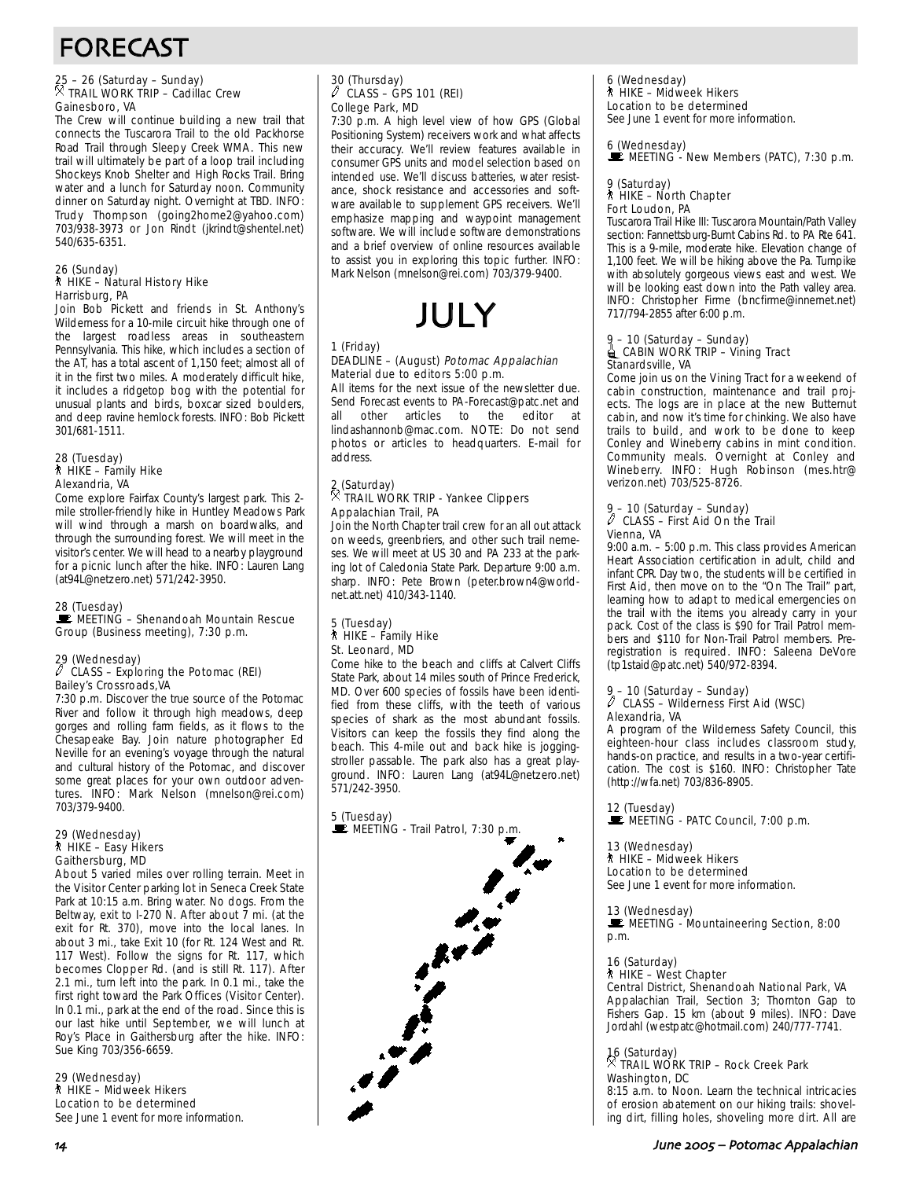# FORECAST

25 – 26 (Saturday – Sunday)
TRAIL WORK TRIP – Cadillac Crew
Gainesboro, VA

The Crew will continue building a new trail that connects the Tuscarora Trail to the old Packhorse Road Trail through Sleepy Creek WMA. This new trail will ultimately be part of a loop trail including Shockeys Knob Shelter and High Rocks Trail. Bring water and a lunch for Saturday noon. Community dinner on Saturday night. Overnight at TBD. INFO: Trudy Thompson (going2home2@yahoo.com) 703/938-3973 or Jon Rindt (jkrindt@shentel.net) 540/635-6351.

26 (Sunday)
HIKE – Natural History Hike
Harrisburg, PA

Join Bob Pickett and friends in St. Anthony's Wilderness for a 10-mile circuit hike through one of the largest roadless areas in southeastern Pennsylvania. This hike, which includes a section of the AT, has a total ascent of 1,150 feet; almost all of it in the first two miles. A moderately difficult hike, it includes a ridgetop bog with the potential for unusual plants and birds, boxcar sized boulders, and deep ravine hemlock forests. INFO: Bob Pickett 301/681-1511.

28 (Tuesday)
HIKE – Family Hike
Alexandria, VA

Come explore Fairfax County's largest park. This 2-mile stroller-friendly hike in Huntley Meadows Park will wind through a marsh on boardwalks, and through the surrounding forest. We will meet in the visitor's center. We will head to a nearby playground for a picnic lunch after the hike. INFO: Lauren Lang (at94L@netzero.net) 571/242-3950.

28 (Tuesday)
MEETING – Shenandoah Mountain Rescue Group (Business meeting), 7:30 p.m.

29 (Wednesday)
CLASS – Exploring the Potomac (REI)
Bailey's Crossroads,VA

7:30 p.m. Discover the true source of the Potomac River and follow it through high meadows, deep gorges and rolling farm fields, as it flows to the Chesapeake Bay. Join nature photographer Ed Neville for an evening's voyage through the natural and cultural history of the Potomac, and discover some great places for your own outdoor adventures. INFO: Mark Nelson (mnelson@rei.com) 703/379-9400.

29 (Wednesday)
HIKE – Easy Hikers
Gaithersburg, MD

About 5 varied miles over rolling terrain. Meet in the Visitor Center parking lot in Seneca Creek State Park at 10:15 a.m. Bring water. No dogs. From the Beltway, exit to I-270 N. After about 7 mi. (at the exit for Rt. 370), move into the local lanes. In about 3 mi., take Exit 10 (for Rt. 124 West and Rt. 117 West). Follow the signs for Rt. 117, which becomes Clopper Rd. (and is still Rt. 117). After 2.1 mi., turn left into the park. In 0.1 mi., take the first right toward the Park Offices (Visitor Center). In 0.1 mi., park at the end of the road. Since this is our last hike until September, we will lunch at Roy's Place in Gaithersburg after the hike. INFO: Sue King 703/356-6659.

29 (Wednesday)
HIKE – Midweek Hikers
Location to be determined
See June 1 event for more information.

30 (Thursday)
CLASS – GPS 101 (REI)
College Park, MD

7:30 p.m. A high level view of how GPS (Global Positioning System) receivers work and what affects their accuracy. We'll review features available in consumer GPS units and model selection based on intended use. We'll discuss batteries, water resistance, shock resistance and accessories and software available to supplement GPS receivers. We'll emphasize mapping and waypoint management software. We will include software demonstrations and a brief overview of online resources available to assist you in exploring this topic further. INFO: Mark Nelson (mnelson@rei.com) 703/379-9400.

## JULY

1 (Friday)
DEADLINE – (August) *Potomac Appalachian*
Material due to editors 5:00 p.m.

All items for the next issue of the newsletter due. Send Forecast events to PA-Forecast@patc.net and all other articles to the editor at lindashannonb@mac.com. NOTE: Do not send photos or articles to headquarters. E-mail for address.

2 (Saturday)
TRAIL WORK TRIP - Yankee Clippers
Appalachian Trail, PA

Join the North Chapter trail crew for an all out attack on weeds, greenbriers, and other such trail nemeses. We will meet at US 30 and PA 233 at the parking lot of Caledonia State Park. Departure 9:00 a.m. sharp. INFO: Pete Brown (peter.brown4@worldnet.att.net) 410/343-1140.

5 (Tuesday)
HIKE – Family Hike
St. Leonard, MD

Come hike to the beach and cliffs at Calvert Cliffs State Park, about 14 miles south of Prince Frederick, MD. Over 600 species of fossils have been identified from these cliffs, with the teeth of various species of shark as the most abundant fossils. Visitors can keep the fossils they find along the beach. This 4-mile out and back hike is jogging-stroller passable. The park also has a great playground. INFO: Lauren Lang (at94L@netzero.net) 571/242-3950.

5 (Tuesday)
MEETING - Trail Patrol, 7:30 p.m.

6 (Wednesday)
HIKE – Midweek Hikers
Location to be determined
See June 1 event for more information.

6 (Wednesday)
MEETING - New Members (PATC), 7:30 p.m.

9 (Saturday)
HIKE – North Chapter
Fort Loudon, PA

Tuscarora Trail Hike III: Tuscarora Mountain/Path Valley section: Fannettsburg-Burnt Cabins Rd. to PA Rte 641. This is a 9-mile, moderate hike. Elevation change of 1,100 feet. We will be hiking above the Pa. Turnpike with absolutely gorgeous views east and west. We will be looking east down into the Path valley area. INFO: Christopher Firme (bncfirme@innernet.net) 717/794-2855 after 6:00 p.m.

9 – 10 (Saturday – Sunday)
CABIN WORK TRIP – Vining Tract
Stanardsville, VA

Come join us on the Vining Tract for a weekend of cabin construction, maintenance and trail projects. The logs are in place at the new Butternut cabin, and now it's time for chinking. We also have trails to build, and work to be done to keep Conley and Wineberry cabins in mint condition. Community meals. Overnight at Conley and Wineberry. INFO: Hugh Robinson (mes.htr@verizon.net) 703/525-8726.

9 – 10 (Saturday – Sunday)
CLASS – First Aid On the Trail
Vienna, VA

9:00 a.m. – 5:00 p.m. This class provides American Heart Association certification in adult, child and infant CPR. Day two, the students will be certified in First Aid, then move on to the "On The Trail" part, learning how to adapt to medical emergencies on the trail with the items you already carry in your pack. Cost of the class is $90 for Trail Patrol members and $110 for Non-Trail Patrol members. Pre-registration is required. INFO: Saleena DeVore (tp1staid@patc.net) 540/972-8394.

9 – 10 (Saturday – Sunday)
CLASS – Wilderness First Aid (WSC)
Alexandria, VA

A program of the Wilderness Safety Council, this eighteen-hour class includes classroom study, hands-on practice, and results in a two-year certification. The cost is $160. INFO: Christopher Tate (http://wfa.net) 703/836-8905.

12 (Tuesday)
MEETING - PATC Council, 7:00 p.m.

13 (Wednesday)
HIKE – Midweek Hikers
Location to be determined
See June 1 event for more information.

13 (Wednesday)
MEETING - Mountaineering Section, 8:00 p.m.

16 (Saturday)
HIKE – West Chapter
Central District, Shenandoah National Park, VA
Appalachian Trail, Section 3; Thornton Gap to Fishers Gap. 15 km (about 9 miles). INFO: Dave Jordahl (westpatc@hotmail.com) 240/777-7741.

16 (Saturday)
TRAIL WORK TRIP – Rock Creek Park
Washington, DC

8:15 a.m. to Noon. Learn the technical intricacies of erosion abatement on our hiking trails: shoveling dirt, filling holes, shoveling more dirt. All are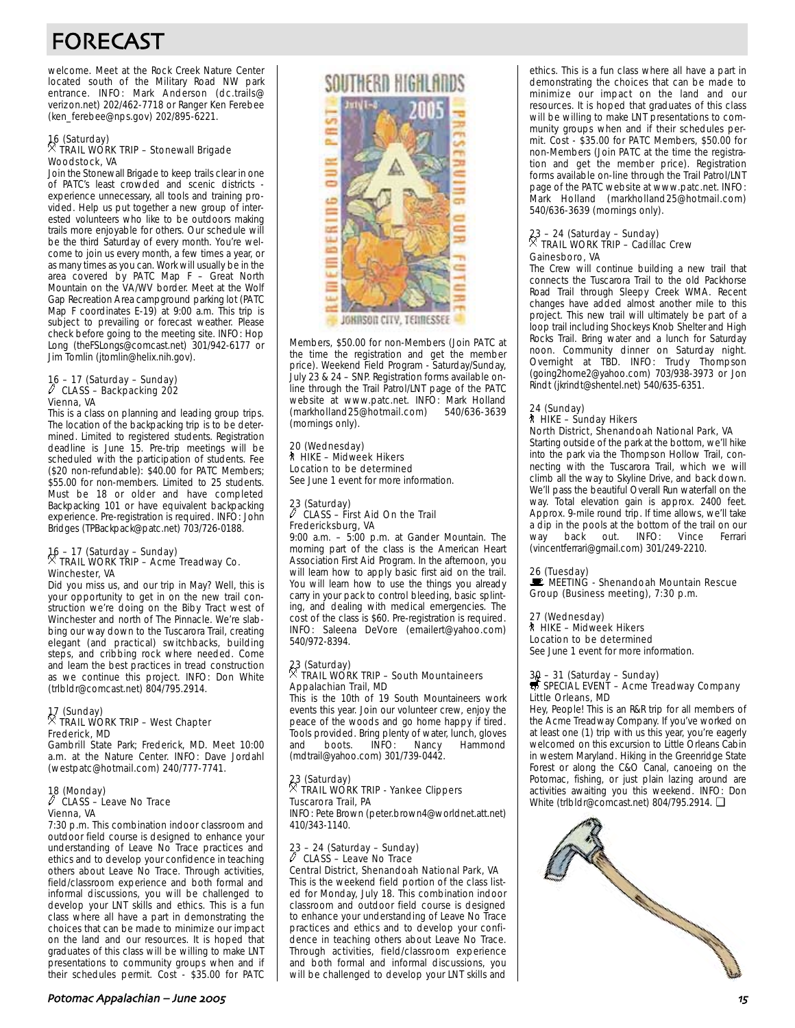# FORECAST

welcome. Meet at the Rock Creek Nature Center located south of the Military Road NW park entrance. INFO: Mark Anderson (dc.trails@verizon.net) 202/462-7718 or Ranger Ken Ferebee (ken_ferebee@nps.gov) 202/895-6221.

16 (Saturday)
TRAIL WORK TRIP – Stonewall Brigade
Woodstock, VA
Join the Stonewall Brigade to keep trails clear in one of PATC's least crowded and scenic districts - experience unnecessary, all tools and training provided. Help us put together a new group of interested volunteers who like to be outdoors making trails more enjoyable for others. Our schedule will be the third Saturday of every month. You're welcome to join us every month, a few times a year, or as many times as you can. Work will usually be in the area covered by PATC Map F – Great North Mountain on the VA/WV border. Meet at the Wolf Gap Recreation Area campground parking lot (PATC Map F coordinates E-19) at 9:00 a.m. This trip is subject to prevailing or forecast weather. Please check before going to the meeting site. INFO: Hop Long (theFSLongs@comcast.net) 301/942-6177 or Jim Tomlin (jtomlin@helix.nih.gov).

16 – 17 (Saturday – Sunday)
CLASS – Backpacking 202
Vienna, VA
This is a class on planning and leading group trips. The location of the backpacking trip is to be determined. Limited to registered students. Registration deadline is June 15. Pre-trip meetings will be scheduled with the participation of students. Fee ($20 non-refundable): $40.00 for PATC Members; $55.00 for non-members. Limited to 25 students. Must be 18 or older and have completed Backpacking 101 or have equivalent backpacking experience. Pre-registration is required. INFO: John Bridges (TPBackpack@patc.net) 703/726-0188.

16 – 17 (Saturday – Sunday)
TRAIL WORK TRIP – Acme Treadway Co.
Winchester, VA
Did you miss us, and our trip in May? Well, this is your opportunity to get in on the new trail construction we're doing on the Biby Tract west of Winchester and north of The Pinnacle. We're slabbing our way down to the Tuscarora Trail, creating elegant (and practical) switchbacks, building steps, and cribbing rock where needed. Come and learn the best practices in tread construction as we continue this project. INFO: Don White (trlbldr@comcast.net) 804/795.2914.

17 (Sunday)
TRAIL WORK TRIP – West Chapter
Frederick, MD
Gambrill State Park; Frederick, MD. Meet 10:00 a.m. at the Nature Center. INFO: Dave Jordahl (westpatc@hotmail.com) 240/777-7741.

18 (Monday)
CLASS – Leave No Trace
Vienna, VA
7:30 p.m. This combination indoor classroom and outdoor field course is designed to enhance your understanding of Leave No Trace practices and ethics and to develop your confidence in teaching others about Leave No Trace. Through activities, field/classroom experience and both formal and informal discussions, you will be challenged to develop your LNT skills and ethics. This is a fun class where all have a part in demonstrating the choices that can be made to minimize our impact on the land and our resources. It is hoped that graduates of this class will be willing to make LNT presentations to community groups when and if their schedules permit. Cost - $35.00 for PATC Members, $50.00 for non-Members (Join PATC at the time the registration and get the member price). Weekend Field Program - Saturday/Sunday, July 23 & 24 – SNP. Registration forms available online through the Trail Patrol/LNT page of the PATC website at www.patc.net. INFO: Mark Holland (markholland25@hotmail.com) 540/636-3639 (mornings only).

20 (Wednesday)
HIKE – Midweek Hikers
Location to be determined
See June 1 event for more information.

23 (Saturday)
CLASS – First Aid On the Trail
Fredericksburg, VA
9:00 a.m. – 5:00 p.m. at Gander Mountain. The morning part of the class is the American Heart Association First Aid Program. In the afternoon, you will learn how to apply basic first aid on the trail. You will learn how to use the things you already carry in your pack to control bleeding, basic splinting, and dealing with medical emergencies. The cost of the class is $60. Pre-registration is required. INFO: Saleena DeVore (emailert@yahoo.com) 540/972-8394.

23 (Saturday)
TRAIL WORK TRIP – South Mountaineers
Appalachian Trail, MD
This is the 10th of 19 South Mountaineers work events this year. Join our volunteer crew, enjoy the peace of the woods and go home happy if tired. Tools provided. Bring plenty of water, lunch, gloves and boots. INFO: Nancy Hammond (mdtrail@yahoo.com) 301/739-0442.

23 (Saturday)
TRAIL WORK TRIP - Yankee Clippers
Tuscarora Trail, PA
INFO: Pete Brown (peter.brown4@worldnet.att.net) 410/343-1140.

23 – 24 (Saturday – Sunday)
CLASS – Leave No Trace
Central District, Shenandoah National Park, VA
This is the weekend field portion of the class listed for Monday, July 18. This combination indoor classroom and outdoor field course is designed to enhance your understanding of Leave No Trace practices and ethics and to develop your confidence in teaching others about Leave No Trace. Through activities, field/classroom experience and both formal and informal discussions, you will be challenged to develop your LNT skills and ethics. This is a fun class where all have a part in demonstrating the choices that can be made to minimize our impact on the land and our resources. It is hoped that graduates of this class will be willing to make LNT presentations to community groups when and if their schedules permit. Cost - $35.00 for PATC Members, $50.00 for non-Members (Join PATC at the time the registration and get the member price). Registration forms available on-line through the Trail Patrol/LNT page of the PATC website at www.patc.net. INFO: Mark Holland (markholland25@hotmail.com) 540/636-3639 (mornings only).

23 – 24 (Saturday – Sunday)
TRAIL WORK TRIP – Cadillac Crew
Gainesboro, VA
The Crew will continue building a new trail that connects the Tuscarora Trail to the old Packhorse Road Trail through Sleepy Creek WMA. Recent changes have added almost another mile to this project. This new trail will ultimately be part of a loop trail including Shockeys Knob Shelter and High Rocks Trail. Bring water and a lunch for Saturday noon. Community dinner on Saturday night. Overnight at TBD. INFO: Trudy Thompson (going2home2@yahoo.com) 703/938-3973 or Jon Rindt (jkrindt@shentel.net) 540/635-6351.

24 (Sunday)
HIKE – Sunday Hikers
North District, Shenandoah National Park, VA
Starting outside of the park at the bottom, we'll hike into the park via the Thompson Hollow Trail, connecting with the Tuscarora Trail, which we will climb all the way to Skyline Drive, and back down. We'll pass the beautiful Overall Run waterfall on the way. Total elevation gain is approx. 2400 feet. Approx. 9-mile round trip. If time allows, we'll take a dip in the pools at the bottom of the trail on our way back out. INFO: Vince Ferrari (vincentferrari@gmail.com) 301/249-2210.

26 (Tuesday)
MEETING - Shenandoah Mountain Rescue Group (Business meeting), 7:30 p.m.

27 (Wednesday)
HIKE – Midweek Hikers
Location to be determined
See June 1 event for more information.

30 – 31 (Saturday – Sunday)
SPECIAL EVENT – Acme Treadway Company
Little Orleans, MD
Hey, People! This is an R&R trip for all members of the Acme Treadway Company. If you've worked on at least one (1) trip with us this year, you're eagerly welcomed on this excursion to Little Orleans Cabin in western Maryland. Hiking in the Greenridge State Forest or along the C&O Canal, canoeing on the Potomac, fishing, or just plain lazing around are activities awaiting you this weekend. INFO: Don White (trlbldr@comcast.net) 804/795.2914. ❑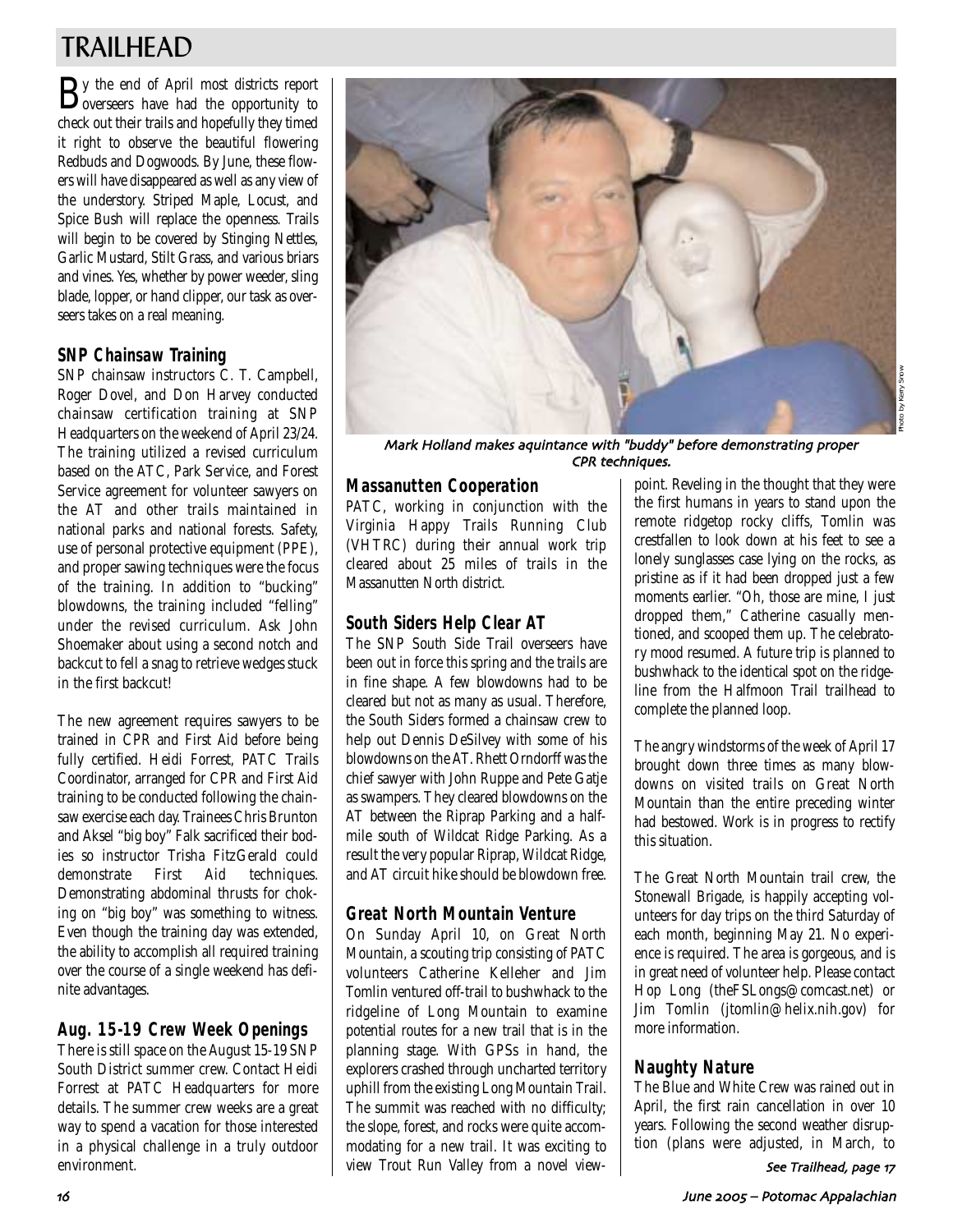# TRAILHEAD

By the end of April most districts report overseers have had the opportunity to check out their trails and hopefully they timed it right to observe the beautiful flowering Redbuds and Dogwoods. By June, these flowers will have disappeared as well as any view of the understory. Striped Maple, Locust, and Spice Bush will replace the openness. Trails will begin to be covered by Stinging Nettles, Garlic Mustard, Stilt Grass, and various briars and vines. Yes, whether by power weeder, sling blade, lopper, or hand clipper, our task as overseers takes on a real meaning.

## SNP Chainsaw Training

SNP chainsaw instructors C. T. Campbell, Roger Dovel, and Don Harvey conducted chainsaw certification training at SNP Headquarters on the weekend of April 23/24. The training utilized a revised curriculum based on the ATC, Park Service, and Forest Service agreement for volunteer sawyers on the AT and other trails maintained in national parks and national forests. Safety, use of personal protective equipment (PPE), and proper sawing techniques were the focus of the training. In addition to "bucking" blowdowns, the training included "felling" under the revised curriculum. Ask John Shoemaker about using a second notch and backcut to fell a snag to retrieve wedges stuck in the first backcut!

The new agreement requires sawyers to be trained in CPR and First Aid before being fully certified. Heidi Forrest, PATC Trails Coordinator, arranged for CPR and First Aid training to be conducted following the chainsaw exercise each day. Trainees Chris Brunton and Aksel "big boy" Falk sacrificed their bodies so instructor Trisha FitzGerald could demonstrate First Aid techniques. Demonstrating abdominal thrusts for choking on "big boy" was something to witness. Even though the training day was extended, the ability to accomplish all required training over the course of a single weekend has definite advantages.

## Aug. 15-19 Crew Week Openings

There is still space on the August 15-19 SNP South District summer crew. Contact Heidi Forrest at PATC Headquarters for more details. The summer crew weeks are a great way to spend a vacation for those interested in a physical challenge in a truly outdoor environment.

*Photo by Kerry Snow*

*Mark Holland makes aquintance with "buddy" before demonstrating proper CPR techniques.*

## Massanutten Cooperation

PATC, working in conjunction with the Virginia Happy Trails Running Club (VHTRC) during their annual work trip cleared about 25 miles of trails in the Massanutten North district.

## South Siders Help Clear AT

The SNP South Side Trail overseers have been out in force this spring and the trails are in fine shape. A few blowdowns had to be cleared but not as many as usual. Therefore, the South Siders formed a chainsaw crew to help out Dennis DeSilvey with some of his blowdowns on the AT. Rhett Orndorff was the chief sawyer with John Ruppe and Pete Gatje as swampers. They cleared blowdowns on the AT between the Riprap Parking and a half-mile south of Wildcat Ridge Parking. As a result the very popular Riprap, Wildcat Ridge, and AT circuit hike should be blowdown free.

## Great North Mountain Venture

On Sunday April 10, on Great North Mountain, a scouting trip consisting of PATC volunteers Catherine Kelleher and Jim Tomlin ventured off-trail to bushwhack to the ridgeline of Long Mountain to examine potential routes for a new trail that is in the planning stage. With GPSs in hand, the explorers crashed through uncharted territory uphill from the existing Long Mountain Trail. The summit was reached with no difficulty; the slope, forest, and rocks were quite accommodating for a new trail. It was exciting to view Trout Run Valley from a novel viewpoint. Reveling in the thought that they were the first humans in years to stand upon the remote ridgetop rocky cliffs, Tomlin was crestfallen to look down at his feet to see a lonely sunglasses case lying on the rocks, as pristine as if it had been dropped just a few moments earlier. "Oh, those are mine, I just dropped them," Catherine casually mentioned, and scooped them up. The celebratory mood resumed. A future trip is planned to bushwhack to the identical spot on the ridgeline from the Halfmoon Trail trailhead to complete the planned loop.

The angry windstorms of the week of April 17 brought down three times as many blowdowns on visited trails on Great North Mountain than the entire preceding winter had bestowed. Work is in progress to rectify this situation.

The Great North Mountain trail crew, the Stonewall Brigade, is happily accepting volunteers for day trips on the third Saturday of each month, beginning May 21. No experience is required. The area is gorgeous, and is in great need of volunteer help. Please contact Hop Long (theFSLongs@comcast.net) or Jim Tomlin (jtomlin@helix.nih.gov) for more information.

## Naughty Nature

The Blue and White Crew was rained out in April, the first rain cancellation in over 10 years. Following the second weather disruption (plans were adjusted, in March, to

*See Trailhead, page 17*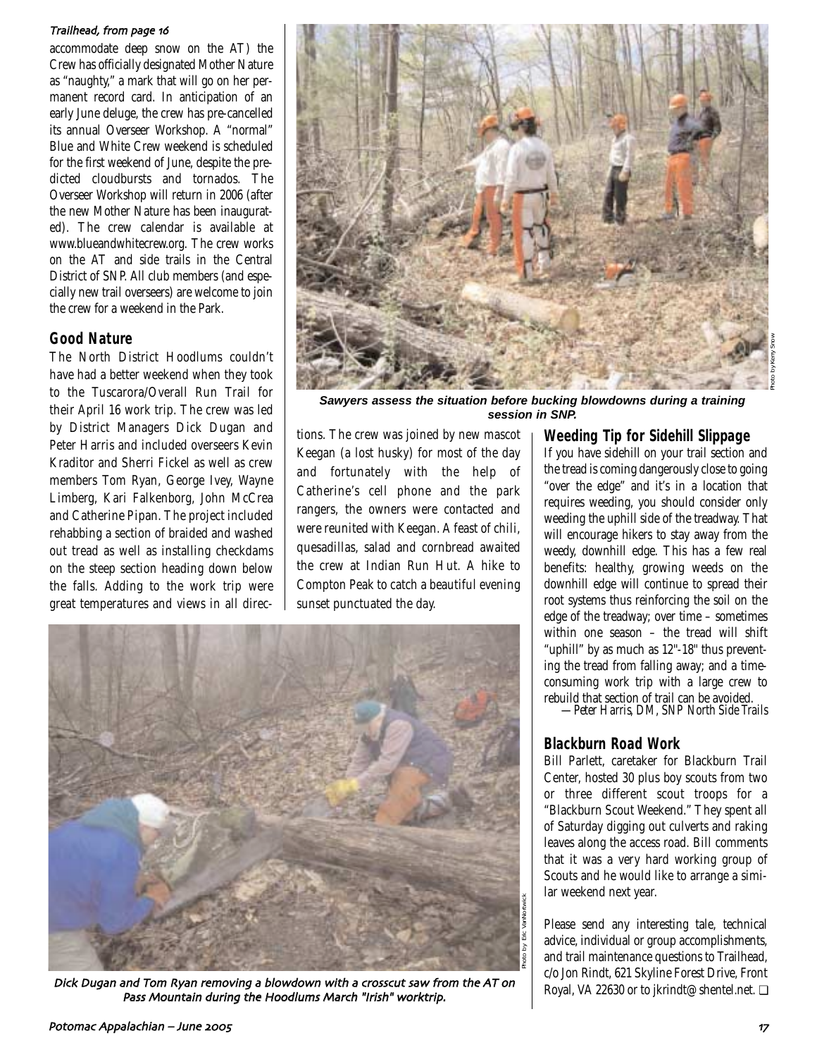*Trailhead, from page 16*

accommodate deep snow on the AT) the Crew has officially designated Mother Nature as "naughty," a mark that will go on her permanent record card. In anticipation of an early June deluge, the crew has pre-cancelled its annual Overseer Workshop. A "normal" Blue and White Crew weekend is scheduled for the first weekend of June, despite the predicted cloudbursts and tornados. The Overseer Workshop will return in 2006 (after the new Mother Nature has been inaugurated). The crew calendar is available at www.blueandwhitecrew.org. The crew works on the AT and side trails in the Central District of SNP. All club members (and especially new trail overseers) are welcome to join the crew for a weekend in the Park.

## Good Nature

The North District Hoodlums couldn't have had a better weekend when they took to the Tuscarora/Overall Run Trail for their April 16 work trip. The crew was led by District Managers Dick Dugan and Peter Harris and included overseers Kevin Kraditor and Sherri Fickel as well as crew members Tom Ryan, George Ivey, Wayne Limberg, Kari Falkenborg, John McCrea and Catherine Pipan. The project included rehabbing a section of braided and washed out tread as well as installing checkdams on the steep section heading down below the falls. Adding to the work trip were great temperatures and views in all directions. The crew was joined by new mascot Keegan (a lost husky) for most of the day and fortunately with the help of Catherine's cell phone and the park rangers, the owners were contacted and were reunited with Keegan. A feast of chili, quesadillas, salad and cornbread awaited the crew at Indian Run Hut. A hike to Compton Peak to catch a beautiful evening sunset punctuated the day.

Photo by Kerry Snow

***Sawyers assess the situation before bucking blowdowns during a training session in SNP.***

Photo by Eric VanNortwick

*Dick Dugan and Tom Ryan removing a blowdown with a crosscut saw from the AT on Pass Mountain during the Hoodlums March "Irish" worktrip.*

## Weeding Tip for Sidehill Slippage

If you have sidehill on your trail section and the tread is coming dangerously close to going "over the edge" and it's in a location that requires weeding, you should consider only weeding the uphill side of the treadway. That will encourage hikers to stay away from the weedy, downhill edge. This has a few real benefits: healthy, growing weeds on the downhill edge will continue to spread their root systems thus reinforcing the soil on the edge of the treadway; over time – sometimes within one season – the tread will shift "uphill" by as much as 12"-18" thus preventing the tread from falling away; and a time-consuming work trip with a large crew to rebuild that section of trail can be avoided.

—*Peter Harris, DM, SNP North Side Trails*

## Blackburn Road Work

Bill Parlett, caretaker for Blackburn Trail Center, hosted 30 plus boy scouts from two or three different scout troops for a "Blackburn Scout Weekend." They spent all of Saturday digging out culverts and raking leaves along the access road. Bill comments that it was a very hard working group of Scouts and he would like to arrange a similar weekend next year.

Please send any interesting tale, technical advice, individual or group accomplishments, and trail maintenance questions to Trailhead, c/o Jon Rindt, 621 Skyline Forest Drive, Front Royal, VA 22630 or to jkrindt@shentel.net. ❑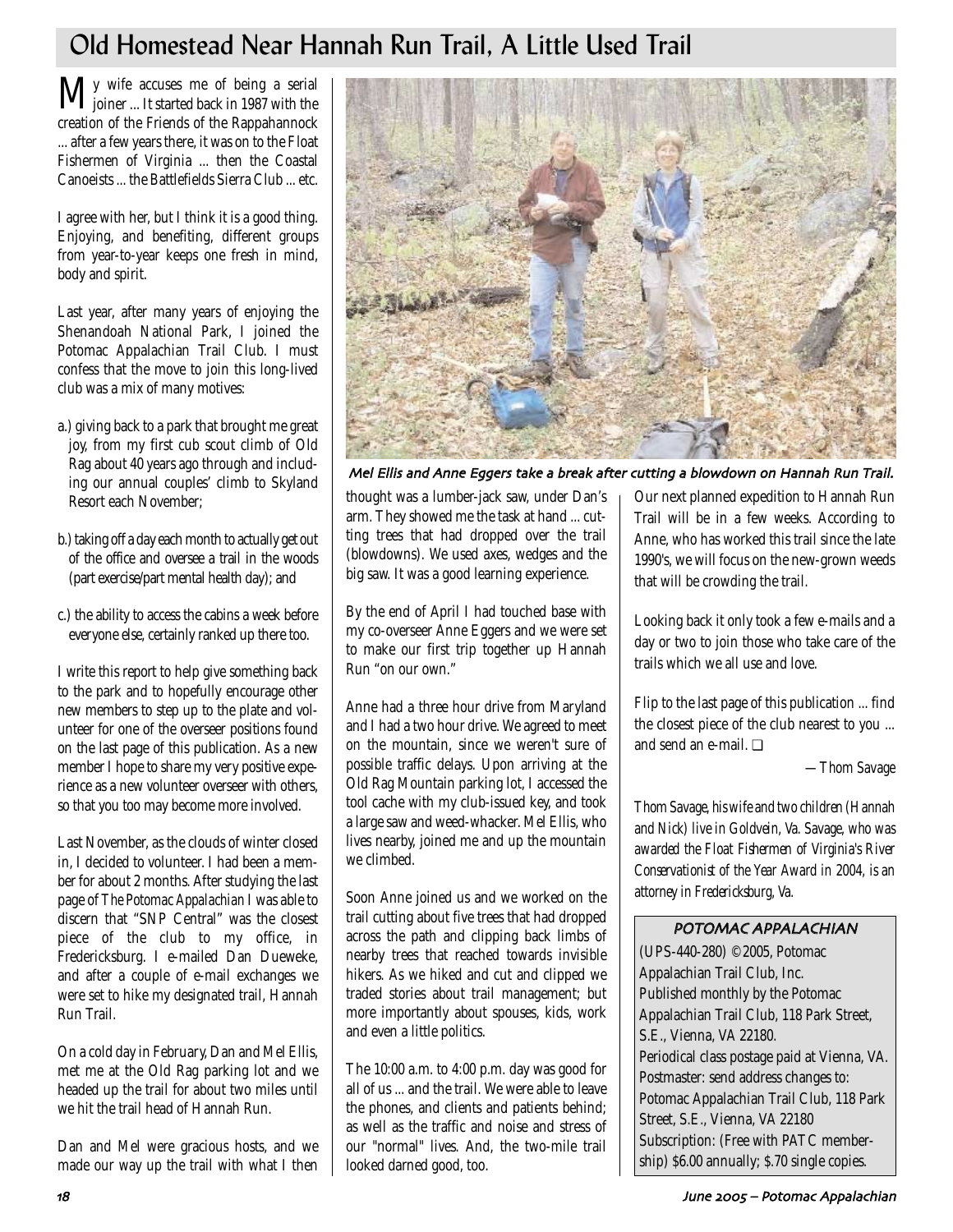# Old Homestead Near Hannah Run Trail, A Little Used Trail

My wife accuses me of being a serial joiner ... It started back in 1987 with the creation of the Friends of the Rappahannock ... after a few years there, it was on to the Float Fishermen of Virginia ... then the Coastal Canoeists ... the Battlefields Sierra Club ... etc.

I agree with her, but I think it is a good thing. Enjoying, and benefiting, different groups from year-to-year keeps one fresh in mind, body and spirit.

Last year, after many years of enjoying the Shenandoah National Park, I joined the Potomac Appalachian Trail Club. I must confess that the move to join this long-lived club was a mix of many motives:

a.) giving back to a park that brought me great joy, from my first cub scout climb of Old Rag about 40 years ago through and including our annual couples' climb to Skyland Resort each November;

b.) taking off a day each month to actually get out of the office and oversee a trail in the woods (part exercise/part mental health day); and

c.) the ability to access the cabins a week before everyone else, certainly ranked up there too.

I write this report to help give something back to the park and to hopefully encourage other new members to step up to the plate and volunteer for one of the overseer positions found on the last page of this publication. As a new member I hope to share my very positive experience as a new volunteer overseer with others, so that you too may become more involved.

Last November, as the clouds of winter closed in, I decided to volunteer. I had been a member for about 2 months. After studying the last page of *The Potomac Appalachian* I was able to discern that "SNP Central" was the closest piece of the club to my office, in Fredericksburg. I e-mailed Dan Dueweke, and after a couple of e-mail exchanges we were set to hike my designated trail, Hannah Run Trail.

On a cold day in February, Dan and Mel Ellis, met me at the Old Rag parking lot and we headed up the trail for about two miles until we hit the trail head of Hannah Run.

Dan and Mel were gracious hosts, and we made our way up the trail with what I then thought was a lumber-jack saw, under Dan's arm. They showed me the task at hand ... cutting trees that had dropped over the trail (blowdowns). We used axes, wedges and the big saw. It was a good learning experience.

*Mel Ellis and Anne Eggers take a break after cutting a blowdown on Hannah Run Trail.*

By the end of April I had touched base with my co-overseer Anne Eggers and we were set to make our first trip together up Hannah Run "on our own."

Anne had a three hour drive from Maryland and I had a two hour drive. We agreed to meet on the mountain, since we weren't sure of possible traffic delays. Upon arriving at the Old Rag Mountain parking lot, I accessed the tool cache with my club-issued key, and took a large saw and weed-whacker. Mel Ellis, who lives nearby, joined me and up the mountain we climbed.

Soon Anne joined us and we worked on the trail cutting about five trees that had dropped across the path and clipping back limbs of nearby trees that reached towards invisible hikers. As we hiked and cut and clipped we traded stories about trail management; but more importantly about spouses, kids, work and even a little politics.

The 10:00 a.m. to 4:00 p.m. day was good for all of us ... and the trail. We were able to leave the phones, and clients and patients behind; as well as the traffic and noise and stress of our "normal" lives. And, the two-mile trail looked darned good, too.

Our next planned expedition to Hannah Run Trail will be in a few weeks. According to Anne, who has worked this trail since the late 1990's, we will focus on the new-grown weeds that will be crowding the trail.

Looking back it only took a few e-mails and a day or two to join those who take care of the trails which we all use and love.

Flip to the last page of this publication ... find the closest piece of the club nearest to you ... and send an e-mail. ❑

—Thom Savage

*Thom Savage, his wife and two children (Hannah and Nick) live in Goldvein, Va. Savage, who was awarded the Float Fishermen of Virginia's River Conservationist of the Year Award in 2004, is an attorney in Fredericksburg, Va.*

## POTOMAC APPALACHIAN

(UPS-440-280) ©2005, Potomac Appalachian Trail Club, Inc.
Published monthly by the Potomac Appalachian Trail Club, 118 Park Street, S.E., Vienna, VA 22180.
Periodical class postage paid at Vienna, VA.
Postmaster: send address changes to: Potomac Appalachian Trail Club, 118 Park Street, S.E., Vienna, VA 22180
Subscription: (Free with PATC membership) $6.00 annually; $.70 single copies.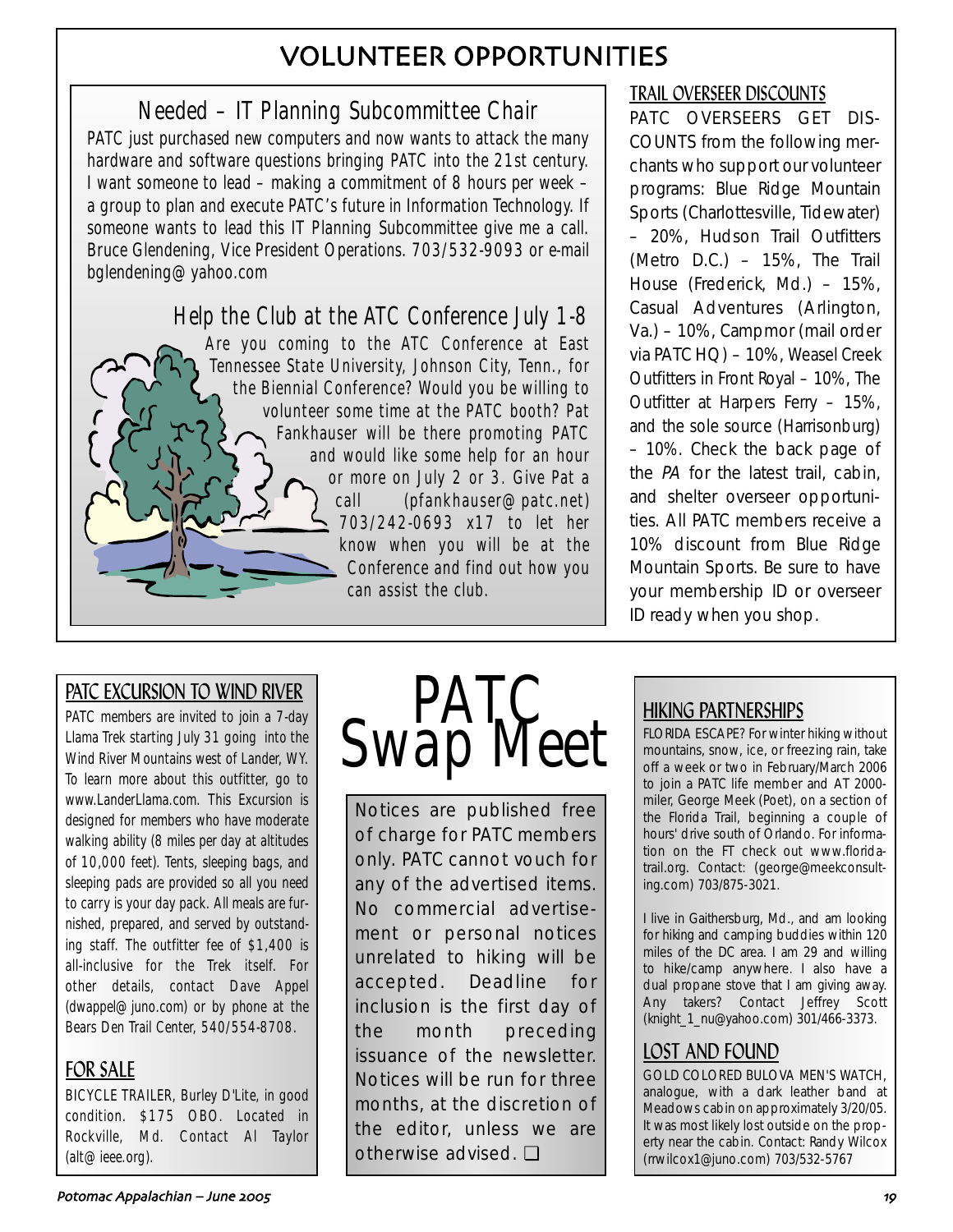# VOLUNTEER OPPORTUNITIES

## Needed – IT Planning Subcommittee Chair

PATC just purchased new computers and now wants to attack the many hardware and software questions bringing PATC into the 21st century. I want someone to lead – making a commitment of 8 hours per week – a group to plan and execute PATC's future in Information Technology. If someone wants to lead this IT Planning Subcommittee give me a call. Bruce Glendening, Vice President Operations. 703/532-9093 or e-mail bglendening@yahoo.com

## Help the Club at the ATC Conference July 1-8

Are you coming to the ATC Conference at East Tennessee State University, Johnson City, Tenn., for the Biennial Conference? Would you be willing to volunteer some time at the PATC booth? Pat Fankhauser will be there promoting PATC and would like some help for an hour or more on July 2 or 3. Give Pat a call (pfankhauser@patc.net) 703/242-0693 x17 to let her know when you will be at the Conference and find out how you can assist the club.

## TRAIL OVERSEER DISCOUNTS

PATC OVERSEERS GET DISCOUNTS from the following merchants who support our volunteer programs: Blue Ridge Mountain Sports (Charlottesville, Tidewater) – 20%, Hudson Trail Outfitters (Metro D.C.) – 15%, The Trail House (Frederick, Md.) – 15%, Casual Adventures (Arlington, Va.) – 10%, Campmor (mail order via PATC HQ) – 10%, Weasel Creek Outfitters in Front Royal – 10%, The Outfitter at Harpers Ferry – 15%, and the sole source (Harrisonburg) – 10%. Check the back page of the *PA* for the latest trail, cabin, and shelter overseer opportunities. All PATC members receive a 10% discount from Blue Ridge Mountain Sports. Be sure to have your membership ID or overseer ID ready when you shop.

# PATC Swap Meet

Notices are published free of charge for PATC members only. PATC cannot vouch for any of the advertised items. No commercial advertisement or personal notices unrelated to hiking will be accepted. Deadline for inclusion is the first day of the month preceding issuance of the newsletter. Notices will be run for three months, at the discretion of the editor, unless we are otherwise advised. ❑

## PATC EXCURSION TO WIND RIVER

PATC members are invited to join a 7-day Llama Trek starting July 31 going into the Wind River Mountains west of Lander, WY. To learn more about this outfitter, go to www.LanderLlama.com. This Excursion is designed for members who have moderate walking ability (8 miles per day at altitudes of 10,000 feet). Tents, sleeping bags, and sleeping pads are provided so all you need to carry is your day pack. All meals are furnished, prepared, and served by outstanding staff. The outfitter fee of $1,400 is all-inclusive for the Trek itself. For other details, contact Dave Appel (dwappel@juno.com) or by phone at the Bears Den Trail Center, 540/554-8708.

## FOR SALE

BICYCLE TRAILER, Burley D'Lite, in good condition. $175 OBO. Located in Rockville, Md. Contact Al Taylor (alt@ieee.org).

## HIKING PARTNERSHIPS

FLORIDA ESCAPE? For winter hiking without mountains, snow, ice, or freezing rain, take off a week or two in February/March 2006 to join a PATC life member and AT 2000-miler, George Meek (Poet), on a section of the Florida Trail, beginning a couple of hours' drive south of Orlando. For information on the FT check out www.floridatrail.org. Contact: (george@meekconsulting.com) 703/875-3021.

I live in Gaithersburg, Md., and am looking for hiking and camping buddies within 120 miles of the DC area. I am 29 and willing to hike/camp anywhere. I also have a dual propane stove that I am giving away. Any takers? Contact Jeffrey Scott (knight_1_nu@yahoo.com) 301/466-3373.

## LOST AND FOUND

GOLD COLORED BULOVA MEN'S WATCH, analogue, with a dark leather band at Meadows cabin on approximately 3/20/05. It was most likely lost outside on the property near the cabin. Contact: Randy Wilcox (rrwilcox1@juno.com) 703/532-5767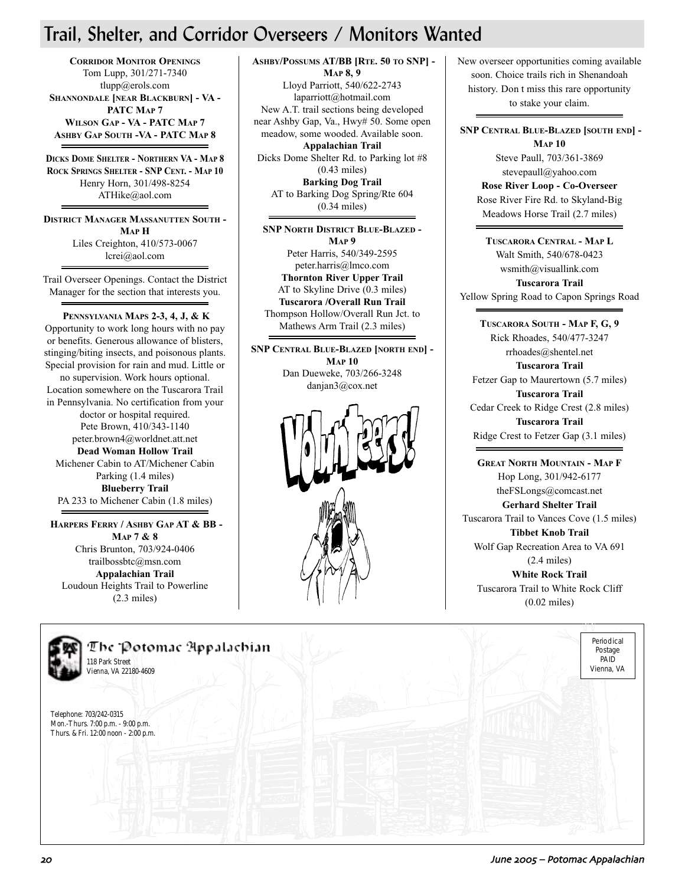# Trail, Shelter, and Corridor Overseers / Monitors Wanted

**CORRIDOR MONITOR OPENINGS**
Tom Lupp, 301/271-7340
tlupp@erols.com
**SHANNONDALE [NEAR BLACKBURN] - VA - PATC MAP 7**
**WILSON GAP - VA - PATC MAP 7**
**ASHBY GAP SOUTH -VA - PATC MAP 8**

---

**DICKS DOME SHELTER - NORTHERN VA - MAP 8**
**ROCK SPRINGS SHELTER - SNP CENT. - MAP 10**
Henry Horn, 301/498-8254
ATHike@aol.com

---

**DISTRICT MANAGER MASSANUTTEN SOUTH - MAP H**
Liles Creighton, 410/573-0067
lcrei@aol.com

---

Trail Overseer Openings. Contact the District Manager for the section that interests you.

---

**PENNSYLVANIA MAPS 2-3, 4, J, & K**
Opportunity to work long hours with no pay or benefits. Generous allowance of blisters, stinging/biting insects, and poisonous plants. Special provision for rain and mud. Little or no supervision. Work hours optional. Location somewhere on the Tuscarora Trail in Pennsylvania. No certification from your doctor or hospital required.
Pete Brown, 410/343-1140
peter.brown4@worldnet.att.net
**Dead Woman Hollow Trail**
Michener Cabin to AT/Michener Cabin Parking (1.4 miles)
**Blueberry Trail**
PA 233 to Michener Cabin (1.8 miles)

---

**HARPERS FERRY / ASHBY GAP AT & BB - MAP 7 & 8**
Chris Brunton, 703/924-0406
trailbossbtc@msn.com
**Appalachian Trail**
Loudoun Heights Trail to Powerline (2.3 miles)

---

**ASHBY/POSSUMS AT/BB [RTE. 50 TO SNP] - MAP 8, 9**
Lloyd Parriott, 540/622-2743
laparriott@hotmail.com
New A.T. trail sections being developed near Ashby Gap, Va., Hwy# 50. Some open meadow, some wooded. Available soon.
**Appalachian Trail**
Dicks Dome Shelter Rd. to Parking lot #8 (0.43 miles)
**Barking Dog Trail**
AT to Barking Dog Spring/Rte 604 (0.34 miles)

---

**SNP NORTH DISTRICT BLUE-BLAZED - MAP 9**
Peter Harris, 540/349-2595
peter.harris@lmco.com
**Thornton River Upper Trail**
AT to Skyline Drive (0.3 miles)
**Tuscarora /Overall Run Trail**
Thompson Hollow/Overall Run Jct. to Mathews Arm Trail (2.3 miles)

---

**SNP CENTRAL BLUE-BLAZED [NORTH END] - MAP 10**
Dan Dueweke, 703/266-3248
danjan3@cox.net

Volunteers!

New overseer opportunities coming available soon. Choice trails rich in Shenandoah history. Don t miss this rare opportunity to stake your claim.

---

**SNP CENTRAL BLUE-BLAZED [SOUTH END] - MAP 10**
Steve Paull, 703/361-3869
stevepaull@yahoo.com
**Rose River Loop - Co-Overseer**
Rose River Fire Rd. to Skyland-Big Meadows Horse Trail (2.7 miles)

---

**TUSCARORA CENTRAL - MAP L**
Walt Smith, 540/678-0423
wsmith@visuallink.com
**Tuscarora Trail**
Yellow Spring Road to Capon Springs Road

---

**TUSCARORA SOUTH - MAP F, G, 9**
Rick Rhoades, 540/477-3247
rrhoades@shentel.net
**Tuscarora Trail**
Fetzer Gap to Maurertown (5.7 miles)
**Tuscarora Trail**
Cedar Creek to Ridge Crest (2.8 miles)
**Tuscarora Trail**
Ridge Crest to Fetzer Gap (3.1 miles)

---

**GREAT NORTH MOUNTAIN - MAP F**
Hop Long, 301/942-6177
theFSLongs@comcast.net
**Gerhard Shelter Trail**
Tuscarora Trail to Vances Cove (1.5 miles)
**Tibbet Knob Trail**
Wolf Gap Recreation Area to VA 691 (2.4 miles)
**White Rock Trail**
Tuscarora Trail to White Rock Cliff (0.02 miles)

---

The Potomac Appalachian
118 Park Street
Vienna, VA 22180-4609

Telephone: 703/242-0315
Mon.-Thurs. 7:00 p.m. - 9:00 p.m.
Thurs. & Fri. 12:00 noon - 2:00 p.m.

Periodical Postage PAID Vienna, VA